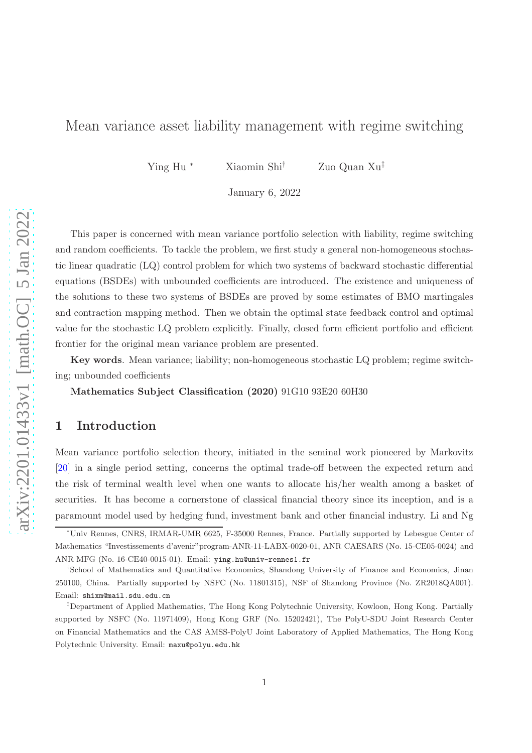# Mean variance asset liability management with regime switching

Ying Hu [*] Xiaomin Shi[†] Zuo Quan Xu[‡]

January 6, 2022

This paper is concerned with mean variance portfolio selection with liability, regime switching and random coefficients. To tackle the problem, we first study a general non-homogeneous stochastic linear quadratic (LQ) control problem for which two systems of backward stochastic differential equations (BSDEs) with unbounded coefficients are introduced. The existence and uniqueness of the solutions to these two systems of BSDEs are proved by some estimates of BMO martingales and contraction mapping method. Then we obtain the optimal state feedback control and optimal value for the stochastic LQ problem explicitly. Finally, closed form efficient portfolio and efficient frontier for the original mean variance problem are presented.

**Key words**. Mean variance; liability; non-homogeneous stochastic LQ problem; regime switching; unbounded coefficients

**Mathematics Subject Classification (2020)** 91G10 93E20 60H30

## 1 Introduction

Mean variance portfolio selection theory, initiated in the seminal work pioneered by Markovitz [20] in a single period setting, concerns the optimal trade-off between the expected return and the risk of terminal wealth level when one wants to allocate his/her wealth among a basket of securities. It has become a cornerstone of classical financial theory since its inception, and is a paramount model used by hedging fund, investment bank and other financial industry. Li and Ng

---

[*]Univ Rennes, CNRS, IRMAR-UMR 6625, F-35000 Rennes, France. Partially supported by Lebesgue Center of Mathematics "Investissements d'avenir"program-ANR-11-LABX-0020-01, ANR CAESARS (No. 15-CE05-0024) and ANR MFG (No. 16-CE40-0015-01). Email: ying.hu@univ-rennes1.fr

[†]School of Mathematics and Quantitative Economics, Shandong University of Finance and Economics, Jinan 250100, China. Partially supported by NSFC (No. 11801315), NSF of Shandong Province (No. ZR2018QA001). Email: shixm@mail.sdu.edu.cn

[‡]Department of Applied Mathematics, The Hong Kong Polytechnic University, Kowloon, Hong Kong. Partially supported by NSFC (No. 11971409), Hong Kong GRF (No. 15202421), The PolyU-SDU Joint Research Center on Financial Mathematics and the CAS AMSS-PolyU Joint Laboratory of Applied Mathematics, The Hong Kong Polytechnic University. Email: maxu@polyu.edu.hk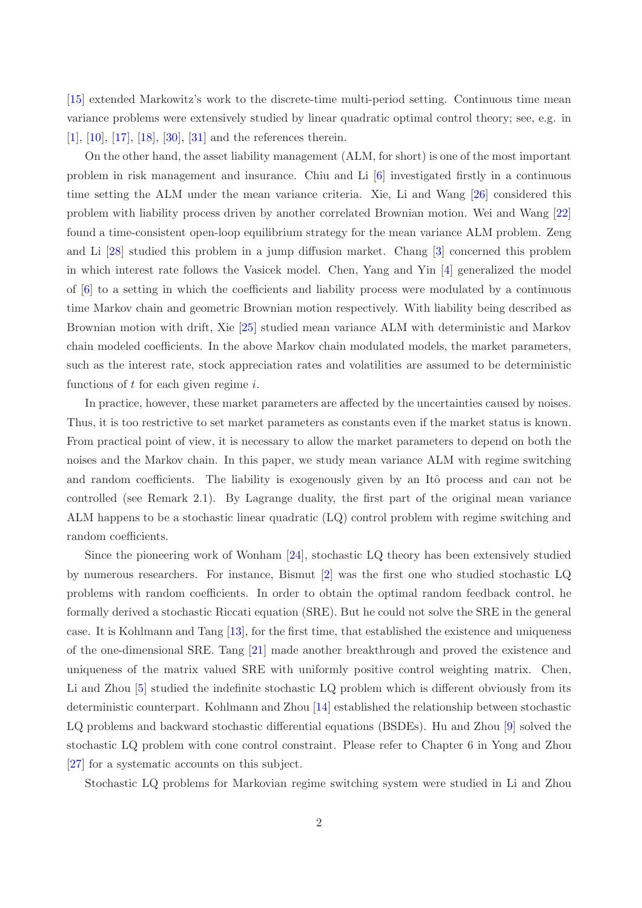[15] extended Markowitz's work to the discrete-time multi-period setting. Continuous time mean variance problems were extensively studied by linear quadratic optimal control theory; see, e.g. in [1], [10], [17], [18], [30], [31] and the references therein.

On the other hand, the asset liability management (ALM, for short) is one of the most important problem in risk management and insurance. Chiu and Li [6] investigated firstly in a continuous time setting the ALM under the mean variance criteria. Xie, Li and Wang [26] considered this problem with liability process driven by another correlated Brownian motion. Wei and Wang [22] found a time-consistent open-loop equilibrium strategy for the mean variance ALM problem. Zeng and Li [28] studied this problem in a jump diffusion market. Chang [3] concerned this problem in which interest rate follows the Vasicek model. Chen, Yang and Yin [4] generalized the model of [6] to a setting in which the coefficients and liability process were modulated by a continuous time Markov chain and geometric Brownian motion respectively. With liability being described as Brownian motion with drift, Xie [25] studied mean variance ALM with deterministic and Markov chain modeled coefficients. In the above Markov chain modulated models, the market parameters, such as the interest rate, stock appreciation rates and volatilities are assumed to be deterministic functions of $t$ for each given regime $i$.

In practice, however, these market parameters are affected by the uncertainties caused by noises. Thus, it is too restrictive to set market parameters as constants even if the market status is known. From practical point of view, it is necessary to allow the market parameters to depend on both the noises and the Markov chain. In this paper, we study mean variance ALM with regime switching and random coefficients. The liability is exogenously given by an Itô process and can not be controlled (see Remark 2.1). By Lagrange duality, the first part of the original mean variance ALM happens to be a stochastic linear quadratic (LQ) control problem with regime switching and random coefficients.

Since the pioneering work of Wonham [24], stochastic LQ theory has been extensively studied by numerous researchers. For instance, Bismut [2] was the first one who studied stochastic LQ problems with random coefficients. In order to obtain the optimal random feedback control, he formally derived a stochastic Riccati equation (SRE). But he could not solve the SRE in the general case. It is Kohlmann and Tang [13], for the first time, that established the existence and uniqueness of the one-dimensional SRE. Tang [21] made another breakthrough and proved the existence and uniqueness of the matrix valued SRE with uniformly positive control weighting matrix. Chen, Li and Zhou [5] studied the indefinite stochastic LQ problem which is different obviously from its deterministic counterpart. Kohlmann and Zhou [14] established the relationship between stochastic LQ problems and backward stochastic differential equations (BSDEs). Hu and Zhou [9] solved the stochastic LQ problem with cone control constraint. Please refer to Chapter 6 in Yong and Zhou [27] for a systematic accounts on this subject.

Stochastic LQ problems for Markovian regime switching system were studied in Li and Zhou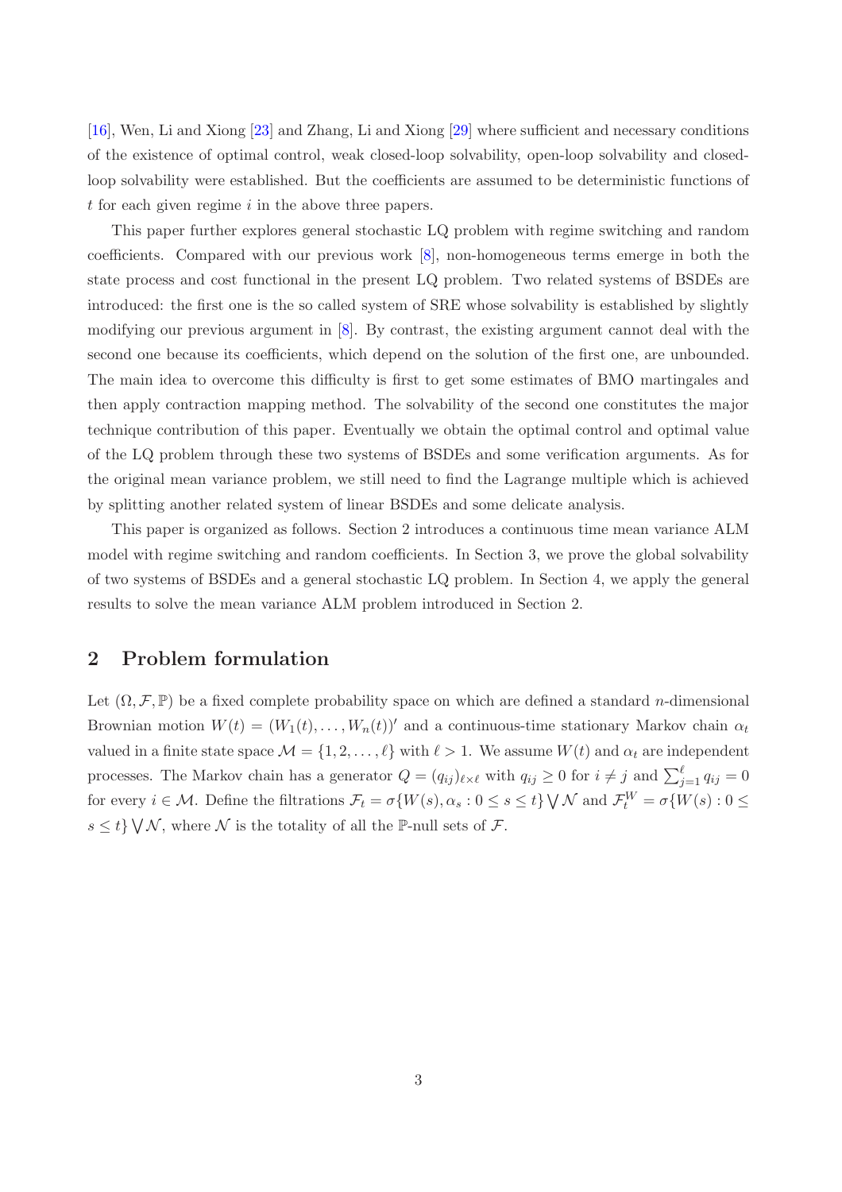[16], Wen, Li and Xiong [23] and Zhang, Li and Xiong [29] where sufficient and necessary conditions of the existence of optimal control, weak closed-loop solvability, open-loop solvability and closed-loop solvability were established. But the coefficients are assumed to be deterministic functions of $t$ for each given regime $i$ in the above three papers.

This paper further explores general stochastic LQ problem with regime switching and random coefficients. Compared with our previous work [8], non-homogeneous terms emerge in both the state process and cost functional in the present LQ problem. Two related systems of BSDEs are introduced: the first one is the so called system of SRE whose solvability is established by slightly modifying our previous argument in [8]. By contrast, the existing argument cannot deal with the second one because its coefficients, which depend on the solution of the first one, are unbounded. The main idea to overcome this difficulty is first to get some estimates of BMO martingales and then apply contraction mapping method. The solvability of the second one constitutes the major technique contribution of this paper. Eventually we obtain the optimal control and optimal value of the LQ problem through these two systems of BSDEs and some verification arguments. As for the original mean variance problem, we still need to find the Lagrange multiple which is achieved by splitting another related system of linear BSDEs and some delicate analysis.

This paper is organized as follows. Section 2 introduces a continuous time mean variance ALM model with regime switching and random coefficients. In Section 3, we prove the global solvability of two systems of BSDEs and a general stochastic LQ problem. In Section 4, we apply the general results to solve the mean variance ALM problem introduced in Section 2.

## 2 Problem formulation

Let $(\Omega, \mathcal{F}, \mathbb{P})$ be a fixed complete probability space on which are defined a standard $n$-dimensional Brownian motion $W(t) = (W_1(t), \dots, W_n(t))'$ and a continuous-time stationary Markov chain $\alpha_t$ valued in a finite state space $\mathcal{M} = \{1, 2, \dots, \ell\}$ with $\ell > 1$. We assume $W(t)$ and $\alpha_t$ are independent processes. The Markov chain has a generator $Q = (q_{ij})_{\ell \times \ell}$ with $q_{ij} \geq 0$ for $i \neq j$ and $\sum_{j=1}^{\ell} q_{ij} = 0$ for every $i \in \mathcal{M}$. Define the filtrations $\mathcal{F}_t = \sigma\{W(s), \alpha_s : 0 \leq s \leq t\} \bigvee \mathcal{N}$ and $\mathcal{F}_t^W = \sigma\{W(s) : 0 \leq s \leq t\} \bigvee \mathcal{N}$, where $\mathcal{N}$ is the totality of all the $\mathbb{P}$-null sets of $\mathcal{F}$.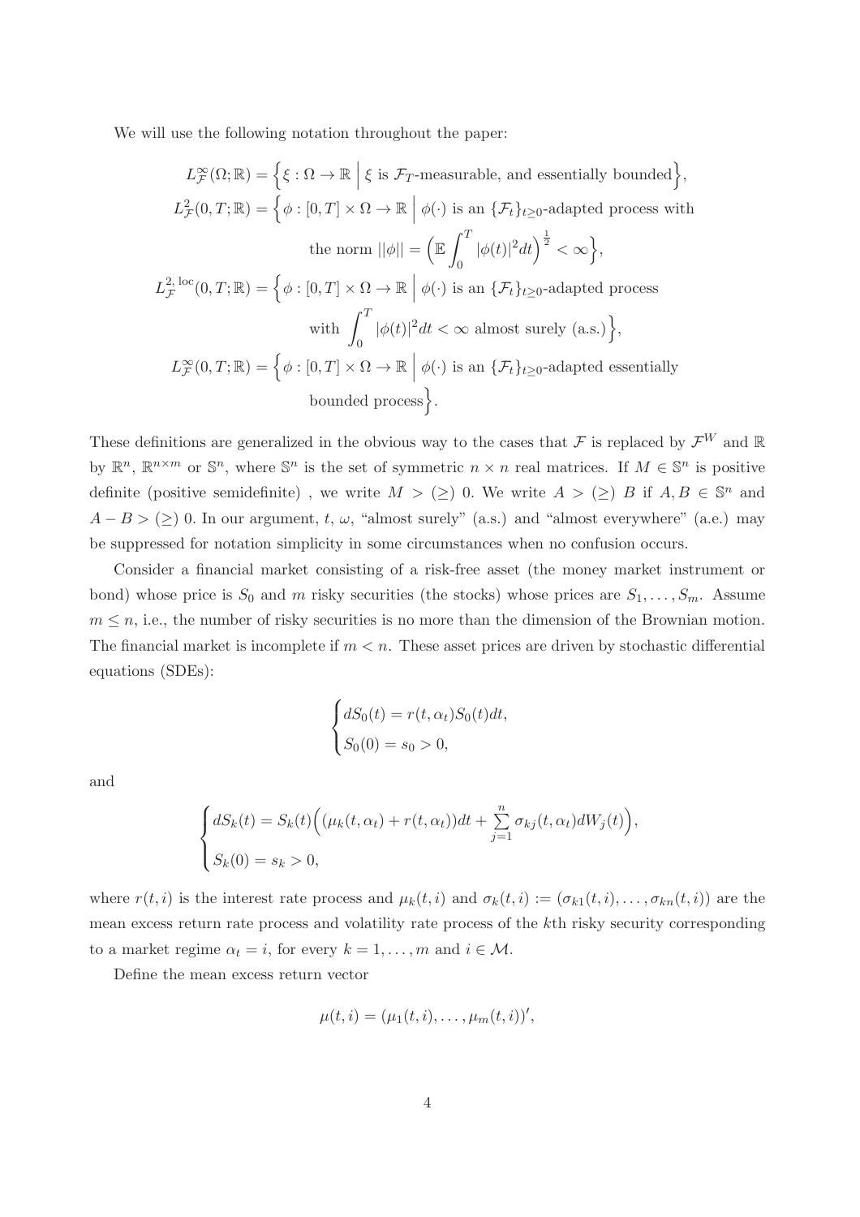We will use the following notation throughout the paper:

$$
\begin{aligned}
L^{\infty}_{\mathcal{F}}(\Omega;\mathbb{R}) &= \Big\{\xi:\Omega\to\mathbb{R}\;\Big|\;\xi \text{ is } \mathcal{F}_T\text{-measurable, and essentially bounded}\Big\},\\
L^{2}_{\mathcal{F}}(0,T;\mathbb{R}) &= \Big\{\phi:[0,T]\times\Omega\to\mathbb{R}\;\Big|\;\phi(\cdot) \text{ is an } \{\mathcal{F}_t\}_{t\geq 0}\text{-adapted process with}\\
&\qquad\text{the norm } ||\phi|| = \Big(\mathbb{E}\int_0^T|\phi(t)|^2dt\Big)^{\frac{1}{2}}<\infty\Big\},\\
L^{2,\,\mathrm{loc}}_{\mathcal{F}}(0,T;\mathbb{R}) &= \Big\{\phi:[0,T]\times\Omega\to\mathbb{R}\;\Big|\;\phi(\cdot) \text{ is an } \{\mathcal{F}_t\}_{t\geq 0}\text{-adapted process}\\
&\qquad\text{with } \int_0^T|\phi(t)|^2dt<\infty \text{ almost surely (a.s.)}\Big\},\\
L^{\infty}_{\mathcal{F}}(0,T;\mathbb{R}) &= \Big\{\phi:[0,T]\times\Omega\to\mathbb{R}\;\Big|\;\phi(\cdot) \text{ is an } \{\mathcal{F}_t\}_{t\geq 0}\text{-adapted essentially}\\
&\qquad\text{bounded process}\Big\}.
\end{aligned}
$$

These definitions are generalized in the obvious way to the cases that $\mathcal{F}$ is replaced by $\mathcal{F}^W$ and $\mathbb{R}$ by $\mathbb{R}^n$, $\mathbb{R}^{n\times m}$ or $\mathbb{S}^n$, where $\mathbb{S}^n$ is the set of symmetric $n\times n$ real matrices. If $M\in\mathbb{S}^n$ is positive definite (positive semidefinite) , we write $M>(\geq)\ 0$. We write $A>(\geq)\ B$ if $A,B\in\mathbb{S}^n$ and $A-B>(\geq)\ 0$. In our argument, $t$, $\omega$, "almost surely" (a.s.) and "almost everywhere" (a.e.) may be suppressed for notation simplicity in some circumstances when no confusion occurs.

Consider a financial market consisting of a risk-free asset (the money market instrument or bond) whose price is $S_0$ and $m$ risky securities (the stocks) whose prices are $S_1,\ldots,S_m$. Assume $m\leq n$, i.e., the number of risky securities is no more than the dimension of the Brownian motion. The financial market is incomplete if $m<n$. These asset prices are driven by stochastic differential equations (SDEs):

$$
\begin{cases}
dS_0(t) = r(t,\alpha_t)S_0(t)dt,\\
S_0(0)=s_0>0,
\end{cases}
$$

and

$$
\begin{cases}
dS_k(t) = S_k(t)\Big((\mu_k(t,\alpha_t)+r(t,\alpha_t))dt+\sum\limits_{j=1}^n\sigma_{kj}(t,\alpha_t)dW_j(t)\Big),\\
S_k(0)=s_k>0,
\end{cases}
$$

where $r(t,i)$ is the interest rate process and $\mu_k(t,i)$ and $\sigma_k(t,i):=(\sigma_{k1}(t,i),\ldots,\sigma_{kn}(t,i))$ are the mean excess return rate process and volatility rate process of the $k$th risky security corresponding to a market regime $\alpha_t=i$, for every $k=1,\ldots,m$ and $i\in\mathcal{M}$.

Define the mean excess return vector

$$
\mu(t,i)=(\mu_1(t,i),\ldots,\mu_m(t,i))',
$$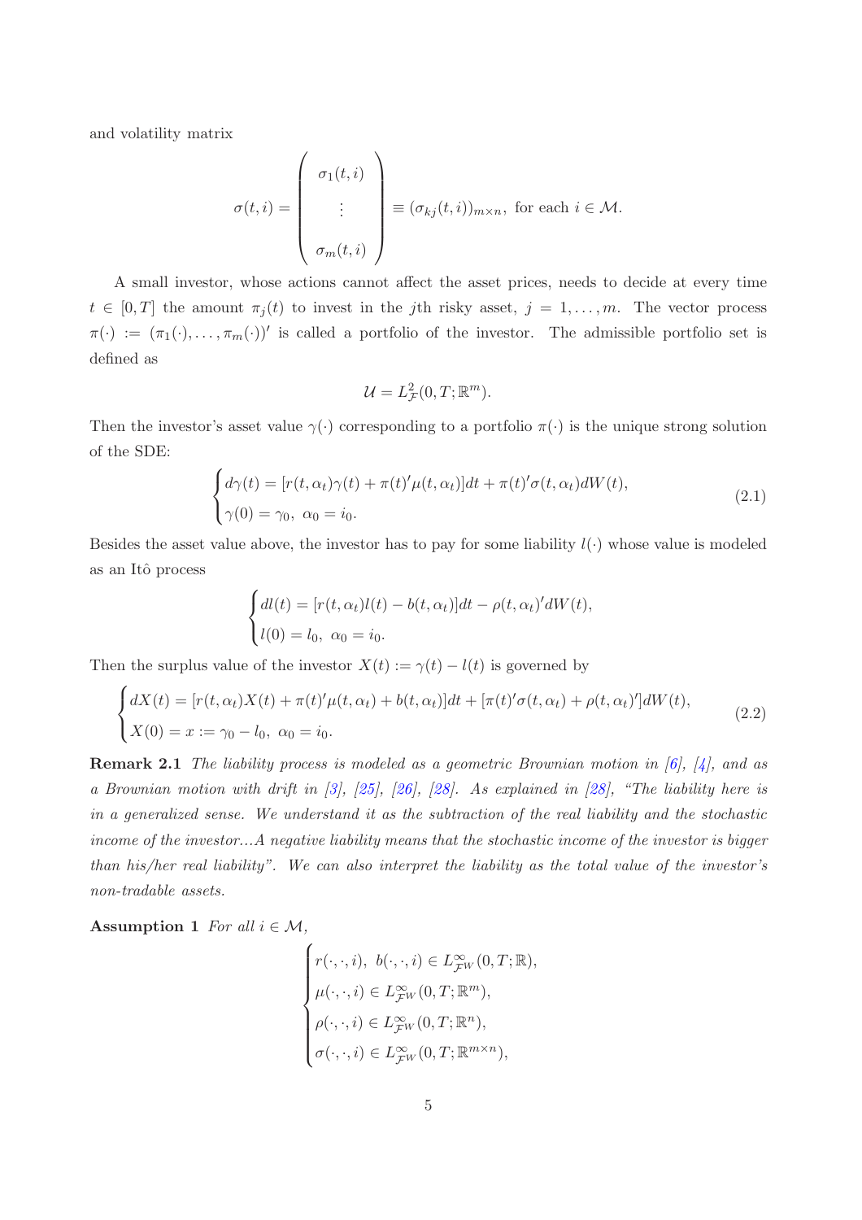and volatility matrix

$$
\sigma(t,i) = \begin{pmatrix} \sigma_1(t,i) \\ \vdots \\ \sigma_m(t,i) \end{pmatrix} \equiv (\sigma_{kj}(t,i))_{m\times n}, \text{ for each } i \in \mathcal{M}.
$$

A small investor, whose actions cannot affect the asset prices, needs to decide at every time $t \in [0,T]$ the amount $\pi_j(t)$ to invest in the $j$th risky asset, $j = 1, \ldots, m$. The vector process $\pi(\cdot) := (\pi_1(\cdot), \ldots, \pi_m(\cdot))'$ is called a portfolio of the investor. The admissible portfolio set is defined as

$$
\mathcal{U} = L^2_{\mathcal{F}}(0,T;\mathbb{R}^m).
$$

Then the investor's asset value $\gamma(\cdot)$ corresponding to a portfolio $\pi(\cdot)$ is the unique strong solution of the SDE:

$$
\begin{cases} d\gamma(t) = [r(t,\alpha_t)\gamma(t) + \pi(t)'\mu(t,\alpha_t)]dt + \pi(t)'\sigma(t,\alpha_t)dW(t), \\ \gamma(0) = \gamma_0, \ \alpha_0 = i_0. \end{cases} \tag{2.1}
$$

Besides the asset value above, the investor has to pay for some liability $l(\cdot)$ whose value is modeled as an Itô process

$$
\begin{cases} dl(t) = [r(t,\alpha_t)l(t) - b(t,\alpha_t)]dt - \rho(t,\alpha_t)'dW(t), \\ l(0) = l_0, \ \alpha_0 = i_0. \end{cases}
$$

Then the surplus value of the investor $X(t) := \gamma(t) - l(t)$ is governed by

$$
\begin{cases} dX(t) = [r(t,\alpha_t)X(t) + \pi(t)'\mu(t,\alpha_t) + b(t,\alpha_t)]dt + [\pi(t)'\sigma(t,\alpha_t) + \rho(t,\alpha_t)']dW(t), \\ X(0) = x := \gamma_0 - l_0, \ \alpha_0 = i_0. \end{cases} \tag{2.2}
$$

**Remark 2.1** *The liability process is modeled as a geometric Brownian motion in [6], [4], and as a Brownian motion with drift in [3], [25], [26], [28]. As explained in [28], "The liability here is in a generalized sense. We understand it as the subtraction of the real liability and the stochastic income of the investor...A negative liability means that the stochastic income of the investor is bigger than his/her real liability". We can also interpret the liability as the total value of the investor's non-tradable assets.*

**Assumption 1** *For all $i \in \mathcal{M}$,*

$$
\begin{cases} r(\cdot,\cdot,i), \ b(\cdot,\cdot,i) \in L^\infty_{\mathcal{F}^W}(0,T;\mathbb{R}), \\ \mu(\cdot,\cdot,i) \in L^\infty_{\mathcal{F}^W}(0,T;\mathbb{R}^m), \\ \rho(\cdot,\cdot,i) \in L^\infty_{\mathcal{F}^W}(0,T;\mathbb{R}^n), \\ \sigma(\cdot,\cdot,i) \in L^\infty_{\mathcal{F}^W}(0,T;\mathbb{R}^{m\times n}), \end{cases}
$$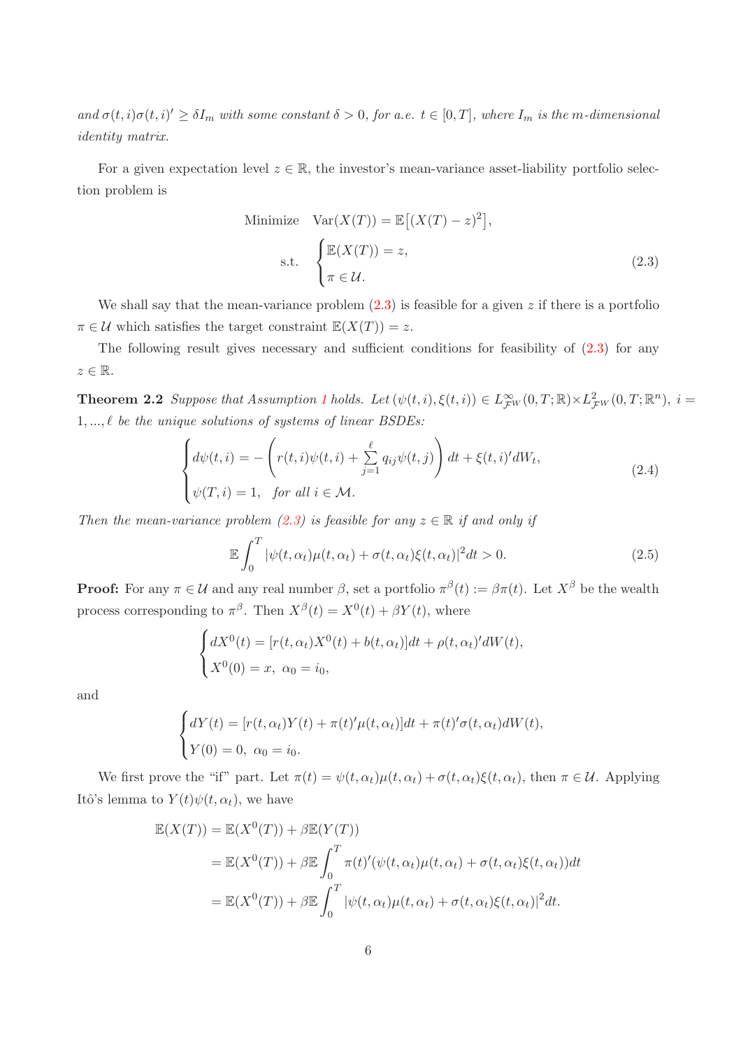*and $\sigma(t,i)\sigma(t,i)' \geq \delta I_m$ with some constant $\delta > 0$, for a.e. $t \in [0,T]$, where $I_m$ is the $m$-dimensional identity matrix.*

For a given expectation level $z \in \mathbb{R}$, the investor's mean-variance asset-liability portfolio selection problem is

$$
\begin{aligned}
&\text{Minimize} \quad \mathrm{Var}(X(T)) = \mathbb{E}\big[(X(T)-z)^2\big], \\
&\quad\ \text{s.t.} \quad \begin{cases} \mathbb{E}(X(T)) = z, \\ \pi \in \mathcal{U}. \end{cases}
\end{aligned}
\tag{2.3}
$$

We shall say that the mean-variance problem (2.3) is feasible for a given $z$ if there is a portfolio $\pi \in \mathcal{U}$ which satisfies the target constraint $\mathbb{E}(X(T)) = z$.

The following result gives necessary and sufficient conditions for feasibility of (2.3) for any $z \in \mathbb{R}$.

**Theorem 2.2** *Suppose that Assumption 1 holds. Let $(\psi(t,i), \xi(t,i)) \in L^\infty_{\mathcal{F}^W}(0,T;\mathbb{R}) \times L^2_{\mathcal{F}^W}(0,T;\mathbb{R}^n)$, $i = 1,...,\ell$ be the unique solutions of systems of linear BSDEs:*

$$
\begin{cases}
d\psi(t,i) = -\left(r(t,i)\psi(t,i) + \sum\limits_{j=1}^{\ell} q_{ij}\psi(t,j)\right)dt + \xi(t,i)'dW_t, \\
\psi(T,i) = 1, \quad \text{for all } i \in \mathcal{M}.
\end{cases}
\tag{2.4}
$$

*Then the mean-variance problem (2.3) is feasible for any $z \in \mathbb{R}$ if and only if*

$$
\mathbb{E}\int_0^T |\psi(t,\alpha_t)\mu(t,\alpha_t) + \sigma(t,\alpha_t)\xi(t,\alpha_t)|^2 dt > 0.
\tag{2.5}
$$

**Proof:** For any $\pi \in \mathcal{U}$ and any real number $\beta$, set a portfolio $\pi^\beta(t) := \beta\pi(t)$. Let $X^\beta$ be the wealth process corresponding to $\pi^\beta$. Then $X^\beta(t) = X^0(t) + \beta Y(t)$, where

$$
\begin{cases}
dX^0(t) = [r(t,\alpha_t)X^0(t) + b(t,\alpha_t)]dt + \rho(t,\alpha_t)'dW(t), \\
X^0(0) = x, \ \alpha_0 = i_0,
\end{cases}
$$

and

$$
\begin{cases}
dY(t) = [r(t,\alpha_t)Y(t) + \pi(t)'\mu(t,\alpha_t)]dt + \pi(t)'\sigma(t,\alpha_t)dW(t), \\
Y(0) = 0, \ \alpha_0 = i_0.
\end{cases}
$$

We first prove the "if" part. Let $\pi(t) = \psi(t,\alpha_t)\mu(t,\alpha_t) + \sigma(t,\alpha_t)\xi(t,\alpha_t)$, then $\pi \in \mathcal{U}$. Applying Itô's lemma to $Y(t)\psi(t,\alpha_t)$, we have

$$
\begin{aligned}
\mathbb{E}(X(T)) &= \mathbb{E}(X^0(T)) + \beta\mathbb{E}(Y(T)) \\
&= \mathbb{E}(X^0(T)) + \beta\mathbb{E}\int_0^T \pi(t)'(\psi(t,\alpha_t)\mu(t,\alpha_t) + \sigma(t,\alpha_t)\xi(t,\alpha_t))dt \\
&= \mathbb{E}(X^0(T)) + \beta\mathbb{E}\int_0^T |\psi(t,\alpha_t)\mu(t,\alpha_t) + \sigma(t,\alpha_t)\xi(t,\alpha_t)|^2 dt.
\end{aligned}
$$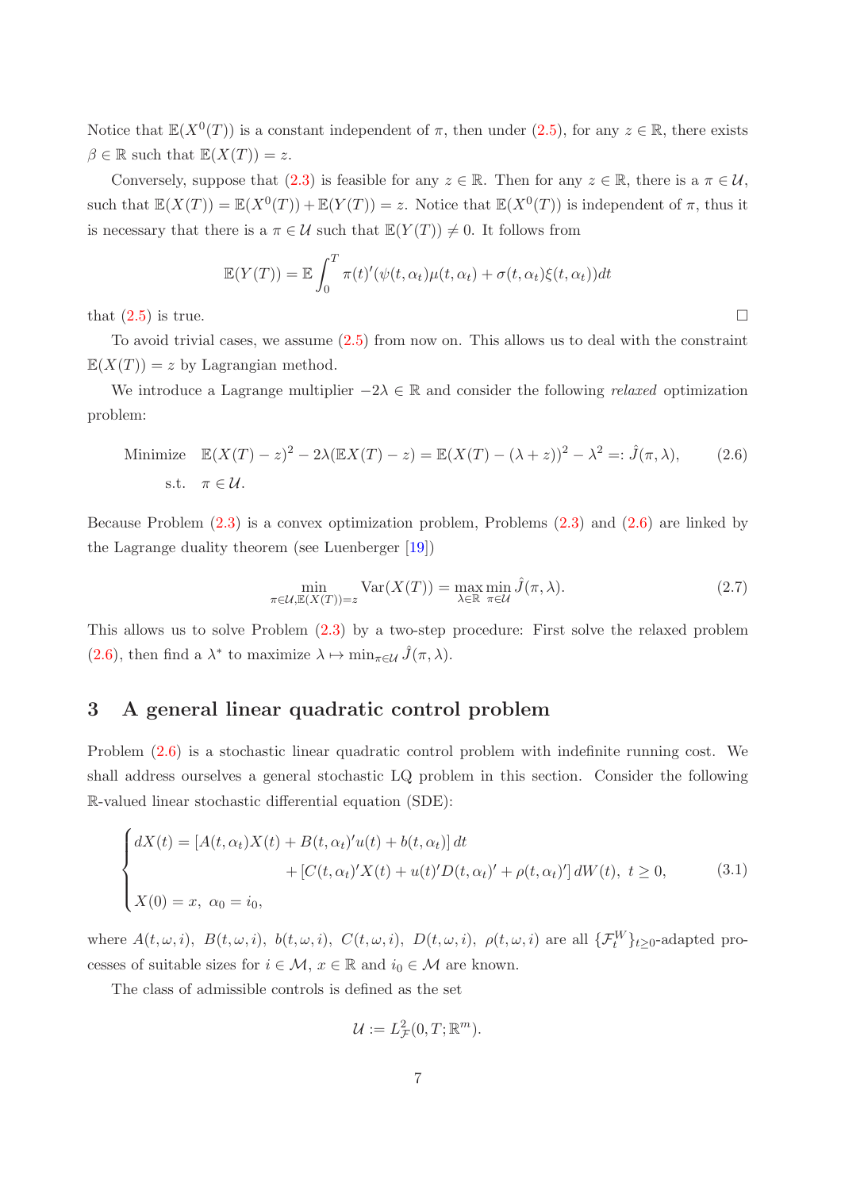Notice that $\mathbb{E}(X^0(T))$ is a constant independent of $\pi$, then under (2.5), for any $z \in \mathbb{R}$, there exists $\beta \in \mathbb{R}$ such that $\mathbb{E}(X(T)) = z$.

Conversely, suppose that (2.3) is feasible for any $z \in \mathbb{R}$. Then for any $z \in \mathbb{R}$, there is a $\pi \in \mathcal{U}$, such that $\mathbb{E}(X(T)) = \mathbb{E}(X^0(T)) + \mathbb{E}(Y(T)) = z$. Notice that $\mathbb{E}(X^0(T))$ is independent of $\pi$, thus it is necessary that there is a $\pi \in \mathcal{U}$ such that $\mathbb{E}(Y(T)) \neq 0$. It follows from

$$\mathbb{E}(Y(T)) = \mathbb{E}\int_0^T \pi(t)'(\psi(t,\alpha_t)\mu(t,\alpha_t) + \sigma(t,\alpha_t)\xi(t,\alpha_t))dt$$

that (2.5) is true. $\square$

To avoid trivial cases, we assume (2.5) from now on. This allows us to deal with the constraint $\mathbb{E}(X(T)) = z$ by Lagrangian method.

We introduce a Lagrange multiplier $-2\lambda \in \mathbb{R}$ and consider the following *relaxed* optimization problem:

$$\begin{aligned} \text{Minimize} \quad & \mathbb{E}(X(T) - z)^2 - 2\lambda(\mathbb{E}X(T) - z) = \mathbb{E}(X(T) - (\lambda + z))^2 - \lambda^2 =: \hat{J}(\pi, \lambda), \\ \text{s.t.} \quad & \pi \in \mathcal{U}. \end{aligned} \tag{2.6}$$

Because Problem (2.3) is a convex optimization problem, Problems (2.3) and (2.6) are linked by the Lagrange duality theorem (see Luenberger [19])

$$\min_{\pi \in \mathcal{U}, \mathbb{E}(X(T)) = z} \mathrm{Var}(X(T)) = \max_{\lambda \in \mathbb{R}} \min_{\pi \in \mathcal{U}} \hat{J}(\pi, \lambda). \tag{2.7}$$

This allows us to solve Problem (2.3) by a two-step procedure: First solve the relaxed problem (2.6), then find a $\lambda^*$ to maximize $\lambda \mapsto \min_{\pi \in \mathcal{U}} \hat{J}(\pi, \lambda)$.

## 3 A general linear quadratic control problem

Problem (2.6) is a stochastic linear quadratic control problem with indefinite running cost. We shall address ourselves a general stochastic LQ problem in this section. Consider the following $\mathbb{R}$-valued linear stochastic differential equation (SDE):

$$\begin{cases} dX(t) = [A(t,\alpha_t)X(t) + B(t,\alpha_t)'u(t) + b(t,\alpha_t)]\,dt \\ \qquad\qquad + [C(t,\alpha_t)'X(t) + u(t)'D(t,\alpha_t)' + \rho(t,\alpha_t)']\,dW(t), \ t \geq 0, \\ X(0) = x, \ \alpha_0 = i_0, \end{cases} \tag{3.1}$$

where $A(t,\omega,i),\ B(t,\omega,i),\ b(t,\omega,i),\ C(t,\omega,i),\ D(t,\omega,i),\ \rho(t,\omega,i)$ are all $\{\mathcal{F}_t^W\}_{t\geq 0}$-adapted processes of suitable sizes for $i \in \mathcal{M}$, $x \in \mathbb{R}$ and $i_0 \in \mathcal{M}$ are known.

The class of admissible controls is defined as the set

$$\mathcal{U} := L^2_{\mathcal{F}}(0,T;\mathbb{R}^m).$$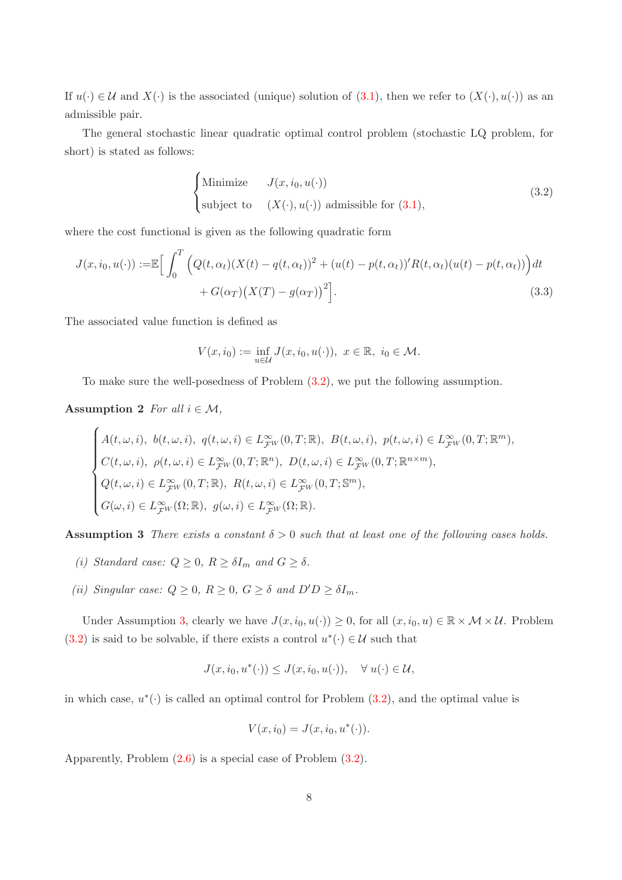If $u(\cdot) \in \mathcal{U}$ and $X(\cdot)$ is the associated (unique) solution of (3.1), then we refer to $(X(\cdot), u(\cdot))$ as an admissible pair.

The general stochastic linear quadratic optimal control problem (stochastic LQ problem, for short) is stated as follows:

$$
\begin{cases}
\text{Minimize} & J(x, i_0, u(\cdot)) \\
\text{subject to} & (X(\cdot), u(\cdot)) \text{ admissible for (3.1)},
\end{cases}
\tag{3.2}
$$

where the cost functional is given as the following quadratic form

$$
\begin{aligned}
J(x, i_0, u(\cdot)) :=& \mathbb{E}\Big[\int_0^T \Big(Q(t,\alpha_t)(X(t) - q(t,\alpha_t))^2 + (u(t) - p(t,\alpha_t))' R(t,\alpha_t)(u(t) - p(t,\alpha_t))\Big) dt \\
&+ G(\alpha_T)\big(X(T) - g(\alpha_T)\big)^2\Big].
\end{aligned}
\tag{3.3}
$$

The associated value function is defined as

$$
V(x, i_0) := \inf_{u \in \mathcal{U}} J(x, i_0, u(\cdot)), \ x \in \mathbb{R}, \ i_0 \in \mathcal{M}.
$$

To make sure the well-posedness of Problem (3.2), we put the following assumption.

**Assumption 2** *For all $i \in \mathcal{M}$,*

$$
\begin{cases}
A(t,\omega,i), \ b(t,\omega,i), \ q(t,\omega,i) \in L^\infty_{\mathcal{F}^W}(0,T;\mathbb{R}), \ B(t,\omega,i), \ p(t,\omega,i) \in L^\infty_{\mathcal{F}^W}(0,T;\mathbb{R}^m), \\
C(t,\omega,i), \ \rho(t,\omega,i) \in L^\infty_{\mathcal{F}^W}(0,T;\mathbb{R}^n), \ D(t,\omega,i) \in L^\infty_{\mathcal{F}^W}(0,T;\mathbb{R}^{n\times m}), \\
Q(t,\omega,i) \in L^\infty_{\mathcal{F}^W}(0,T;\mathbb{R}), \ R(t,\omega,i) \in L^\infty_{\mathcal{F}^W}(0,T;\mathbb{S}^m), \\
G(\omega,i) \in L^\infty_{\mathcal{F}^W}(\Omega;\mathbb{R}), \ g(\omega,i) \in L^\infty_{\mathcal{F}^W}(\Omega;\mathbb{R}).
\end{cases}
$$

**Assumption 3** *There exists a constant $\delta > 0$ such that at least one of the following cases holds.*

*(i) Standard case: $Q \geq 0$, $R \geq \delta I_m$ and $G \geq \delta$.*

*(ii) Singular case: $Q \geq 0$, $R \geq 0$, $G \geq \delta$ and $D'D \geq \delta I_m$.*

Under Assumption 3, clearly we have $J(x, i_0, u(\cdot)) \geq 0$, for all $(x, i_0, u) \in \mathbb{R} \times \mathcal{M} \times \mathcal{U}$. Problem (3.2) is said to be solvable, if there exists a control $u^*(\cdot) \in \mathcal{U}$ such that

$$
J(x, i_0, u^*(\cdot)) \leq J(x, i_0, u(\cdot)), \quad \forall \ u(\cdot) \in \mathcal{U},
$$

in which case, $u^*(\cdot)$ is called an optimal control for Problem (3.2), and the optimal value is

$$
V(x, i_0) = J(x, i_0, u^*(\cdot)).
$$

Apparently, Problem (2.6) is a special case of Problem (3.2).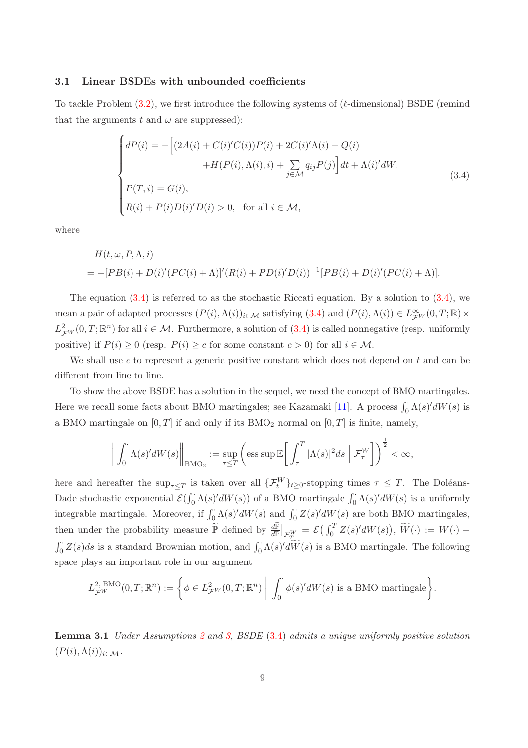### 3.1 Linear BSDEs with unbounded coefficients

To tackle Problem (3.2), we first introduce the following systems of ($\ell$-dimensional) BSDE (remind that the arguments $t$ and $\omega$ are suppressed):

$$
\begin{cases}
dP(i) = -\Big[(2A(i) + C(i)'C(i))P(i) + 2C(i)'\Lambda(i) + Q(i) \\
\qquad\qquad +H(P(i), \Lambda(i), i) + \sum\limits_{j\in\mathcal{M}} q_{ij}P(j)\Big]dt + \Lambda(i)'dW, \\
P(T, i) = G(i), \\
R(i) + P(i)D(i)'D(i) > 0, \quad \text{for all } i \in \mathcal{M},
\end{cases}
\tag{3.4}
$$

where

$$
\begin{aligned}
&H(t, \omega, P, \Lambda, i) \\
&= -[PB(i) + D(i)'(PC(i) + \Lambda)]'(R(i) + PD(i)'D(i))^{-1}[PB(i) + D(i)'(PC(i) + \Lambda)].
\end{aligned}
$$

The equation (3.4) is referred to as the stochastic Riccati equation. By a solution to (3.4), we mean a pair of adapted processes $(P(i), \Lambda(i))_{i\in\mathcal{M}}$ satisfying (3.4) and $(P(i), \Lambda(i)) \in L^{\infty}_{\mathcal{F}^W}(0, T; \mathbb{R}) \times L^{2}_{\mathcal{F}^W}(0, T; \mathbb{R}^n)$ for all $i \in \mathcal{M}$. Furthermore, a solution of (3.4) is called nonnegative (resp. uniformly positive) if $P(i) \geq 0$ (resp. $P(i) \geq c$ for some constant $c > 0$) for all $i \in \mathcal{M}$.

We shall use $c$ to represent a generic positive constant which does not depend on $t$ and can be different from line to line.

To show the above BSDE has a solution in the sequel, we need the concept of BMO martingales. Here we recall some facts about BMO martingales; see Kazamaki [11]. A process $\int_0^{\cdot} \Lambda(s)'dW(s)$ is a BMO martingale on $[0, T]$ if and only if its BMO$_2$ normal on $[0, T]$ is finite, namely,

$$
\Big\| \int_0^{\cdot} \Lambda(s)'dW(s) \Big\|_{\mathrm{BMO}_2} := \sup_{\tau \leq T} \bigg( \operatorname*{ess\,sup} \mathbb{E}\Big[ \int_\tau^T |\Lambda(s)|^2 ds \,\Big|\, \mathcal{F}^W_\tau \Big] \bigg)^{\frac{1}{2}} < \infty,
$$

here and hereafter the $\sup_{\tau\leq T}$ is taken over all $\{\mathcal{F}^W_t\}_{t\geq 0}$-stopping times $\tau \leq T$. The Doléans-Dade stochastic exponential $\mathcal{E}(\int_0^{\cdot} \Lambda(s)'dW(s))$ of a BMO martingale $\int_0^{\cdot} \Lambda(s)'dW(s)$ is a uniformly integrable martingale. Moreover, if $\int_0^{\cdot} \Lambda(s)'dW(s)$ and $\int_0^{\cdot} Z(s)'dW(s)$ are both BMO martingales, then under the probability measure $\widetilde{\mathbb{P}}$ defined by $\frac{d\widetilde{\mathbb{P}}}{d\mathbb{P}}\big|_{\mathcal{F}^W_T} = \mathcal{E}\big(\int_0^T Z(s)'dW(s)\big)$, $\widetilde{W}(\cdot) := W(\cdot) - \int_0^{\cdot} Z(s)ds$ is a standard Brownian motion, and $\int_0^{\cdot} \Lambda(s)'d\widetilde{W}(s)$ is a BMO martingale. The following space plays an important role in our argument

$$
L^{2,\,\mathrm{BMO}}_{\mathcal{F}^W}(0, T; \mathbb{R}^n) := \bigg\{ \phi \in L^2_{\mathcal{F}^W}(0, T; \mathbb{R}^n) \,\bigg|\, \int_0^{\cdot} \phi(s)'dW(s) \text{ is a BMO martingale} \bigg\}.
$$

**Lemma 3.1** *Under Assumptions 2 and 3, BSDE (3.4) admits a unique uniformly positive solution $(P(i), \Lambda(i))_{i\in\mathcal{M}}$.*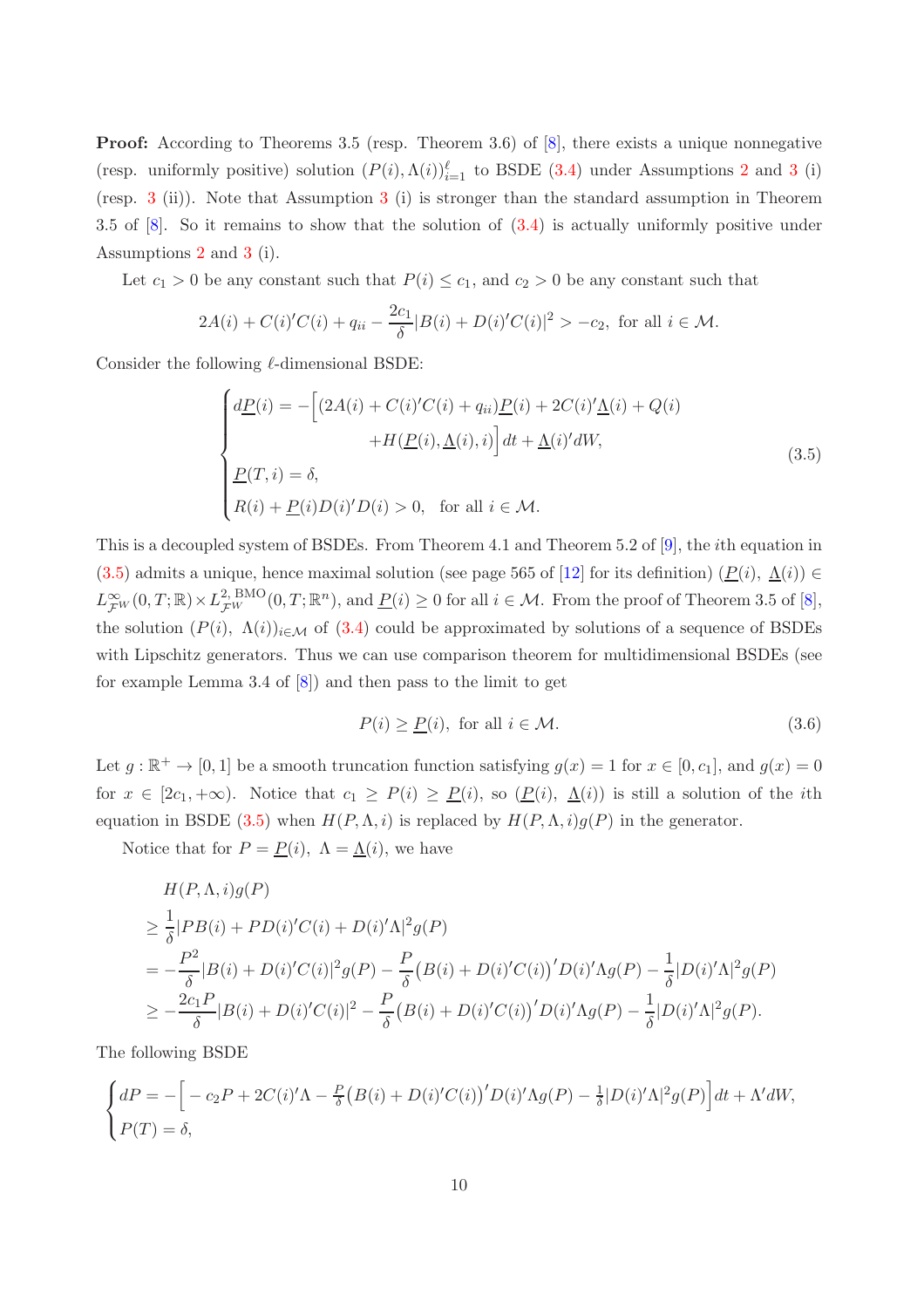**Proof:** According to Theorems 3.5 (resp. Theorem 3.6) of [8], there exists a unique nonnegative (resp. uniformly positive) solution $(P(i), \Lambda(i))_{i=1}^{\ell}$ to BSDE (3.4) under Assumptions 2 and 3 (i) (resp. 3 (ii)). Note that Assumption 3 (i) is stronger than the standard assumption in Theorem 3.5 of [8]. So it remains to show that the solution of (3.4) is actually uniformly positive under Assumptions 2 and 3 (i).

Let $c_1 > 0$ be any constant such that $P(i) \leq c_1$, and $c_2 > 0$ be any constant such that

$$2A(i) + C(i)'C(i) + q_{ii} - \frac{2c_1}{\delta}|B(i) + D(i)'C(i)|^2 > -c_2, \text{ for all } i \in \mathcal{M}.$$

Consider the following $\ell$-dimensional BSDE:

$$\begin{cases} d\underline{P}(i) = -\Big[(2A(i) + C(i)'C(i) + q_{ii})\underline{P}(i) + 2C(i)'\underline{\Lambda}(i) + Q(i) \\ \qquad\qquad\qquad +H(\underline{P}(i), \underline{\Lambda}(i), i)\Big]\,dt + \underline{\Lambda}(i)'dW, \\ \underline{P}(T, i) = \delta, \\ R(i) + \underline{P}(i)D(i)'D(i) > 0, \quad \text{for all } i \in \mathcal{M}. \end{cases} \tag{3.5}$$

This is a decoupled system of BSDEs. From Theorem 4.1 and Theorem 5.2 of [9], the $i$th equation in (3.5) admits a unique, hence maximal solution (see page 565 of [12] for its definition) $(\underline{P}(i),\ \underline{\Lambda}(i)) \in L^{\infty}_{\mathcal{F}^W}(0, T; \mathbb{R}) \times L^{2,\,\mathrm{BMO}}_{\mathcal{F}^W}(0, T; \mathbb{R}^n)$, and $\underline{P}(i) \geq 0$ for all $i \in \mathcal{M}$. From the proof of Theorem 3.5 of [8], the solution $(P(i),\ \Lambda(i))_{i\in\mathcal{M}}$ of (3.4) could be approximated by solutions of a sequence of BSDEs with Lipschitz generators. Thus we can use comparison theorem for multidimensional BSDEs (see for example Lemma 3.4 of [8]) and then pass to the limit to get

$$P(i) \geq \underline{P}(i), \text{ for all } i \in \mathcal{M}. \tag{3.6}$$

Let $g : \mathbb{R}^+ \to [0, 1]$ be a smooth truncation function satisfying $g(x) = 1$ for $x \in [0, c_1]$, and $g(x) = 0$ for $x \in [2c_1, +\infty)$. Notice that $c_1 \geq P(i) \geq \underline{P}(i)$, so $(\underline{P}(i),\ \underline{\Lambda}(i))$ is still a solution of the $i$th equation in BSDE (3.5) when $H(P, \Lambda, i)$ is replaced by $H(P, \Lambda, i)g(P)$ in the generator.

Notice that for $P = \underline{P}(i),\ \Lambda = \underline{\Lambda}(i)$, we have

$$\begin{aligned}
&H(P, \Lambda, i)g(P) \\
&\geq \frac{1}{\delta}|PB(i) + PD(i)'C(i) + D(i)'\Lambda|^2 g(P) \\
&= -\frac{P^2}{\delta}|B(i) + D(i)'C(i)|^2 g(P) - \frac{P}{\delta}\big(B(i) + D(i)'C(i)\big)'D(i)'\Lambda g(P) - \frac{1}{\delta}|D(i)'\Lambda|^2 g(P) \\
&\geq -\frac{2c_1 P}{\delta}|B(i) + D(i)'C(i)|^2 - \frac{P}{\delta}\big(B(i) + D(i)'C(i)\big)'D(i)'\Lambda g(P) - \frac{1}{\delta}|D(i)'\Lambda|^2 g(P).
\end{aligned}$$

The following BSDE

$$\begin{cases} dP = -\Big[-c_2 P + 2C(i)'\Lambda - \frac{P}{\delta}\big(B(i) + D(i)'C(i)\big)'D(i)'\Lambda g(P) - \frac{1}{\delta}|D(i)'\Lambda|^2 g(P)\Big]dt + \Lambda' dW, \\ P(T) = \delta, \end{cases}$$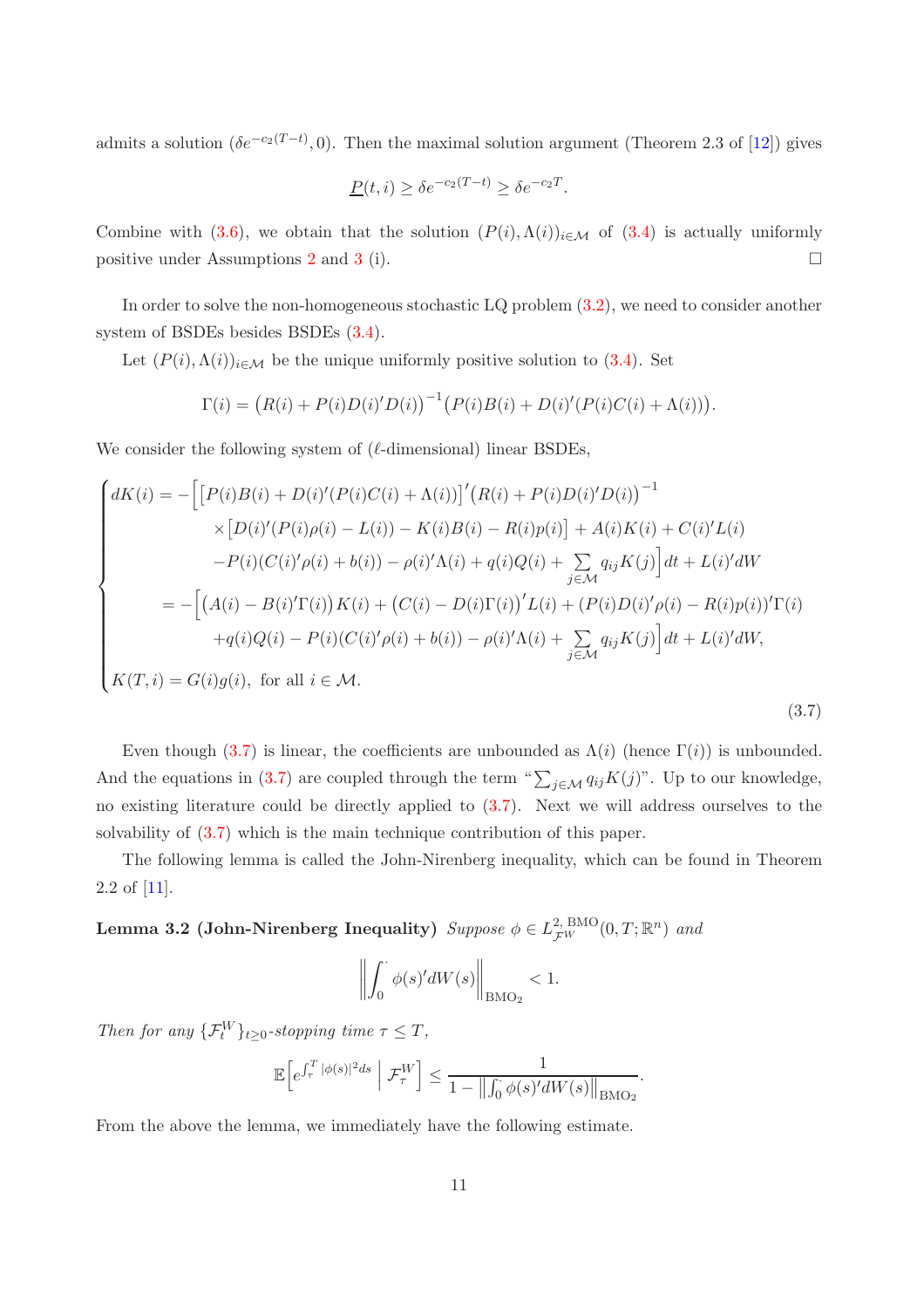admits a solution $(\delta e^{-c_2(T-t)}, 0)$. Then the maximal solution argument (Theorem 2.3 of [12]) gives

$$\underline{P}(t,i) \geq \delta e^{-c_2(T-t)} \geq \delta e^{-c_2 T}.$$

Combine with (3.6), we obtain that the solution $(P(i), \Lambda(i))_{i\in\mathcal{M}}$ of (3.4) is actually uniformly positive under Assumptions 2 and 3 (i). $\square$

In order to solve the non-homogeneous stochastic LQ problem (3.2), we need to consider another system of BSDEs besides BSDEs (3.4).

Let $(P(i), \Lambda(i))_{i\in\mathcal{M}}$ be the unique uniformly positive solution to (3.4). Set

$$\Gamma(i) = \big(R(i) + P(i)D(i)'D(i)\big)^{-1}\big(P(i)B(i) + D(i)'(P(i)C(i) + \Lambda(i))\big).$$

We consider the following system of ($\ell$-dimensional) linear BSDEs,

$$\begin{cases} dK(i) = -\Big[\big[P(i)B(i) + D(i)'(P(i)C(i) + \Lambda(i))\big]'\big(R(i) + P(i)D(i)'D(i)\big)^{-1} \\ \qquad\qquad \times\big[D(i)'(P(i)\rho(i) - L(i)) - K(i)B(i) - R(i)p(i)\big] + A(i)K(i) + C(i)'L(i) \\ \qquad\qquad -P(i)(C(i)'\rho(i) + b(i)) - \rho(i)'\Lambda(i) + q(i)Q(i) + \sum\limits_{j\in\mathcal{M}} q_{ij}K(j)\Big]dt + L(i)'dW \\ \qquad\quad = -\Big[\big(A(i) - B(i)'\Gamma(i)\big)K(i) + \big(C(i) - D(i)\Gamma(i)\big)'L(i) + \big(P(i)D(i)'\rho(i) - R(i)p(i)\big)'\Gamma(i) \\ \qquad\qquad +q(i)Q(i) - P(i)(C(i)'\rho(i) + b(i)) - \rho(i)'\Lambda(i) + \sum\limits_{j\in\mathcal{M}} q_{ij}K(j)\Big]dt + L(i)'dW, \\ K(T,i) = G(i)g(i), \ \text{for all } i\in\mathcal{M}. \end{cases} \tag{3.7}$$

Even though (3.7) is linear, the coefficients are unbounded as $\Lambda(i)$ (hence $\Gamma(i)$) is unbounded. And the equations in (3.7) are coupled through the term "$\sum_{j\in\mathcal{M}} q_{ij}K(j)$". Up to our knowledge, no existing literature could be directly applied to (3.7). Next we will address ourselves to the solvability of (3.7) which is the main technique contribution of this paper.

The following lemma is called the John-Nirenberg inequality, which can be found in Theorem 2.2 of [11].

**Lemma 3.2 (John-Nirenberg Inequality)** *Suppose* $\phi \in L^{2,\,\mathrm{BMO}}_{\mathcal{F}^W}(0,T;\mathbb{R}^n)$ *and*

$$\Big\|\int_0^\cdot \phi(s)'dW(s)\Big\|_{\mathrm{BMO}_2} < 1.$$

*Then for any* $\{\mathcal{F}^W_t\}_{t\geq 0}$*-stopping time* $\tau \leq T$,

$$\mathbb{E}\Big[e^{\int_\tau^T |\phi(s)|^2 ds}\ \Big|\ \mathcal{F}^W_\tau\Big] \leq \frac{1}{1 - \big\|\int_0^\cdot \phi(s)'dW(s)\big\|_{\mathrm{BMO}_2}}.$$

From the above the lemma, we immediately have the following estimate.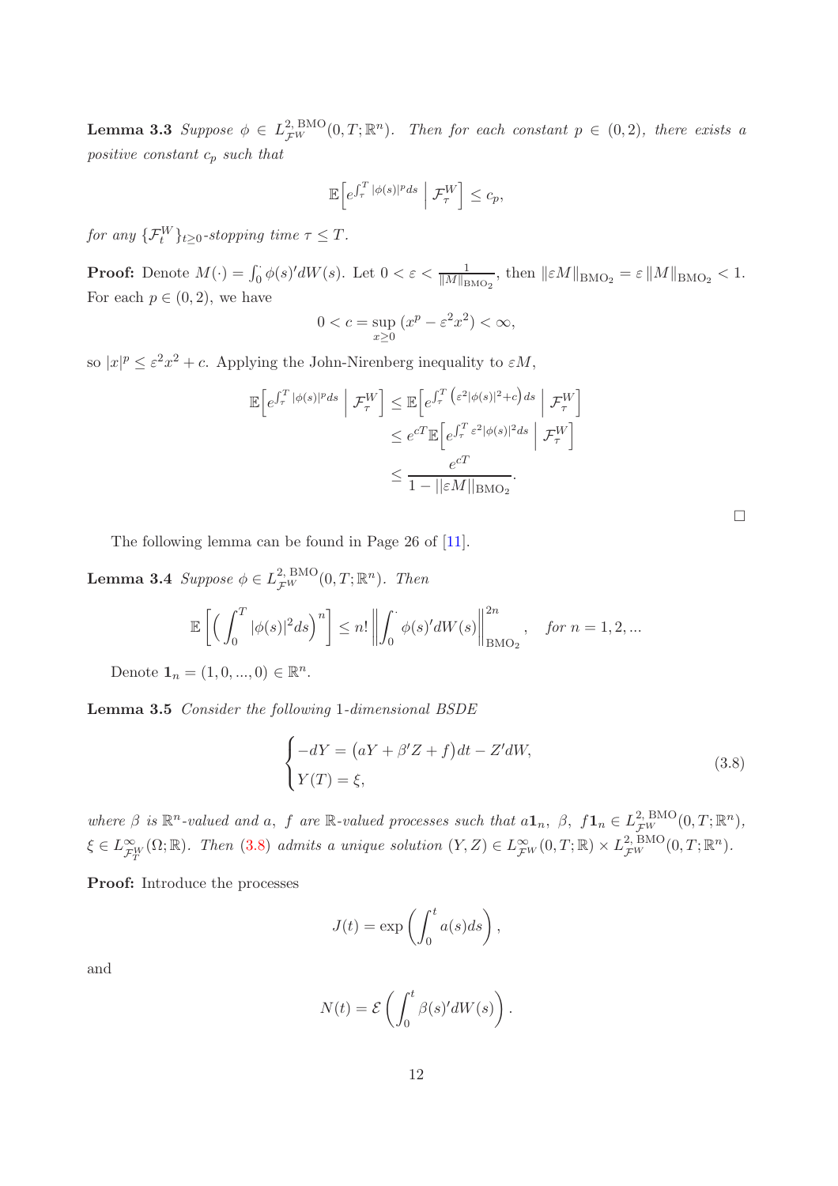**Lemma 3.3** *Suppose $\phi \in L^{2,\,\mathrm{BMO}}_{\mathcal{F}^W}(0,T;\mathbb{R}^n)$. Then for each constant $p \in (0,2)$, there exists a positive constant $c_p$ such that*

$$\mathbb{E}\Big[e^{\int_\tau^T |\phi(s)|^p ds} \;\Big|\; \mathcal{F}^W_\tau\Big] \le c_p,$$

*for any $\{\mathcal{F}^W_t\}_{t\ge 0}$-stopping time $\tau \le T$.*

**Proof:** Denote $M(\cdot) = \int_0^\cdot \phi(s)'dW(s)$. Let $0 < \varepsilon < \frac{1}{\|M\|_{\mathrm{BMO}_2}}$, then $\|\varepsilon M\|_{\mathrm{BMO}_2} = \varepsilon \|M\|_{\mathrm{BMO}_2} < 1$. For each $p \in (0,2)$, we have

$$0 < c = \sup_{x\ge 0} (x^p - \varepsilon^2 x^2) < \infty,$$

so $|x|^p \le \varepsilon^2 x^2 + c$. Applying the John-Nirenberg inequality to $\varepsilon M$,

$$\begin{aligned}
\mathbb{E}\Big[e^{\int_\tau^T |\phi(s)|^p ds} \;\Big|\; \mathcal{F}^W_\tau\Big] &\le \mathbb{E}\Big[e^{\int_\tau^T \left(\varepsilon^2|\phi(s)|^2 + c\right) ds} \;\Big|\; \mathcal{F}^W_\tau\Big] \\
&\le e^{cT}\mathbb{E}\Big[e^{\int_\tau^T \varepsilon^2|\phi(s)|^2 ds} \;\Big|\; \mathcal{F}^W_\tau\Big] \\
&\le \frac{e^{cT}}{1 - ||\varepsilon M||_{\mathrm{BMO}_2}}.
\end{aligned}$$

□

The following lemma can be found in Page 26 of [11].

**Lemma 3.4** *Suppose $\phi \in L^{2,\,\mathrm{BMO}}_{\mathcal{F}^W}(0,T;\mathbb{R}^n)$. Then*

$$\mathbb{E}\bigg[\Big(\int_0^T |\phi(s)|^2 ds\Big)^n\bigg] \le n! \left\|\int_0^\cdot \phi(s)'dW(s)\right\|^{2n}_{\mathrm{BMO}_2}, \quad \textit{for } n = 1,2,...$$

Denote $\mathbf{1}_n = (1,0,...,0) \in \mathbb{R}^n$.

**Lemma 3.5** *Consider the following 1-dimensional BSDE*

$$\begin{cases} -dY = \big(aY + \beta' Z + f\big)dt - Z'dW, \\ Y(T) = \xi, \end{cases} \tag{3.8}$$

*where $\beta$ is $\mathbb{R}^n$-valued and $a$, $f$ are $\mathbb{R}$-valued processes such that $a\mathbf{1}_n$, $\beta$, $f\mathbf{1}_n \in L^{2,\,\mathrm{BMO}}_{\mathcal{F}^W}(0,T;\mathbb{R}^n)$, $\xi \in L^\infty_{\mathcal{F}^W_T}(\Omega;\mathbb{R})$. Then (3.8) admits a unique solution $(Y,Z) \in L^\infty_{\mathcal{F}^W}(0,T;\mathbb{R}) \times L^{2,\,\mathrm{BMO}}_{\mathcal{F}^W}(0,T;\mathbb{R}^n)$.*

**Proof:** Introduce the processes

$$J(t) = \exp\left(\int_0^t a(s)ds\right),$$

and

$$N(t) = \mathcal{E}\left(\int_0^t \beta(s)'dW(s)\right).$$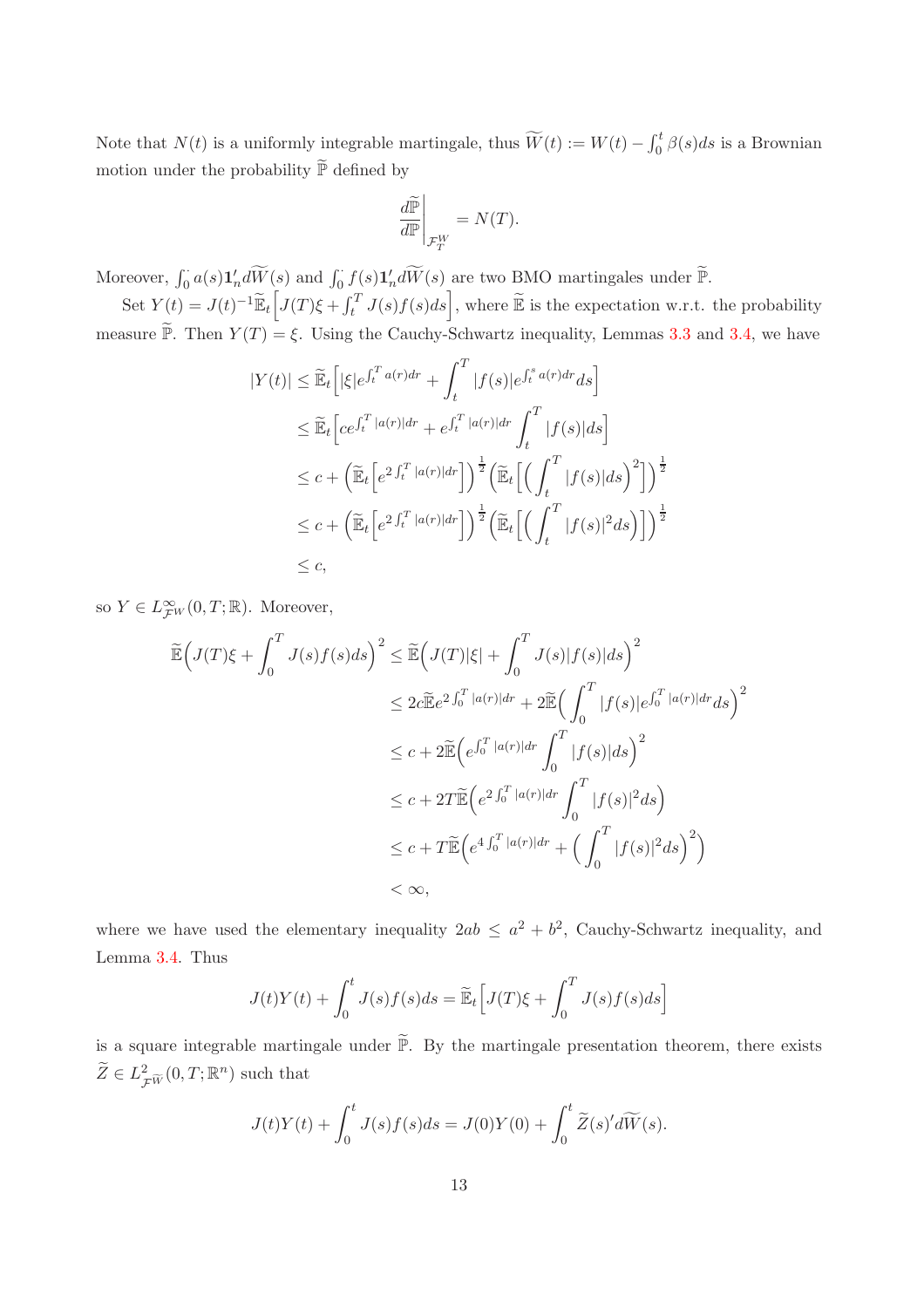Note that $N(t)$ is a uniformly integrable martingale, thus $\widetilde{W}(t) := W(t) - \int_0^t \beta(s)ds$ is a Brownian motion under the probability $\widetilde{\mathbb{P}}$ defined by

$$
\frac{d\widetilde{\mathbb{P}}}{d\mathbb{P}}\bigg|_{\mathcal{F}_T^W} = N(T).
$$

Moreover, $\int_0^\cdot a(s)\mathbf{1}_n' d\widetilde{W}(s)$ and $\int_0^\cdot f(s)\mathbf{1}_n' d\widetilde{W}(s)$ are two BMO martingales under $\widetilde{\mathbb{P}}$.

Set $Y(t) = J(t)^{-1}\widetilde{\mathbb{E}}_t\Big[J(T)\xi + \int_t^T J(s)f(s)ds\Big]$, where $\widetilde{\mathbb{E}}$ is the expectation w.r.t. the probability measure $\widetilde{\mathbb{P}}$. Then $Y(T) = \xi$. Using the Cauchy-Schwartz inequality, Lemmas 3.3 and 3.4, we have

$$
\begin{aligned}
|Y(t)| &\leq \widetilde{\mathbb{E}}_t\Big[|\xi| e^{\int_t^T a(r)dr} + \int_t^T |f(s)| e^{\int_t^s a(r)dr} ds\Big] \\
&\leq \widetilde{\mathbb{E}}_t\Big[c e^{\int_t^T |a(r)|dr} + e^{\int_t^T |a(r)|dr} \int_t^T |f(s)|ds\Big] \\
&\leq c + \Big(\widetilde{\mathbb{E}}_t\Big[e^{2\int_t^T |a(r)|dr}\Big]\Big)^{\frac{1}{2}} \Big(\widetilde{\mathbb{E}}_t\Big[\Big(\int_t^T |f(s)|ds\Big)^2\Big]\Big)^{\frac{1}{2}} \\
&\leq c + \Big(\widetilde{\mathbb{E}}_t\Big[e^{2\int_t^T |a(r)|dr}\Big]\Big)^{\frac{1}{2}} \Big(\widetilde{\mathbb{E}}_t\Big[\Big(\int_t^T |f(s)|^2 ds\Big)\Big]\Big)^{\frac{1}{2}} \\
&\leq c,
\end{aligned}
$$

so $Y \in L^\infty_{\mathcal{F}^W}(0,T;\mathbb{R})$. Moreover,

$$
\begin{aligned}
\widetilde{\mathbb{E}}\Big(J(T)\xi + \int_0^T J(s)f(s)ds\Big)^2 &\leq \widetilde{\mathbb{E}}\Big(J(T)|\xi| + \int_0^T J(s)|f(s)|ds\Big)^2 \\
&\leq 2c\widetilde{\mathbb{E}} e^{2\int_0^T |a(r)|dr} + 2\widetilde{\mathbb{E}}\Big(\int_0^T |f(s)| e^{\int_0^T |a(r)|dr} ds\Big)^2 \\
&\leq c + 2\widetilde{\mathbb{E}}\Big(e^{\int_0^T |a(r)|dr} \int_0^T |f(s)|ds\Big)^2 \\
&\leq c + 2T\widetilde{\mathbb{E}}\Big(e^{2\int_0^T |a(r)|dr} \int_0^T |f(s)|^2 ds\Big) \\
&\leq c + T\widetilde{\mathbb{E}}\Big(e^{4\int_0^T |a(r)|dr} + \Big(\int_0^T |f(s)|^2 ds\Big)^2\Big) \\
&< \infty,
\end{aligned}
$$

where we have used the elementary inequality $2ab \leq a^2 + b^2$, Cauchy-Schwartz inequality, and Lemma 3.4. Thus

$$
J(t)Y(t) + \int_0^t J(s)f(s)ds = \widetilde{\mathbb{E}}_t\Big[J(T)\xi + \int_0^T J(s)f(s)ds\Big]
$$

is a square integrable martingale under $\widetilde{\mathbb{P}}$. By the martingale presentation theorem, there exists $\widetilde{Z} \in L^2_{\mathcal{F}^{\widetilde{W}}}(0,T;\mathbb{R}^n)$ such that

$$
J(t)Y(t) + \int_0^t J(s)f(s)ds = J(0)Y(0) + \int_0^t \widetilde{Z}(s)' d\widetilde{W}(s).
$$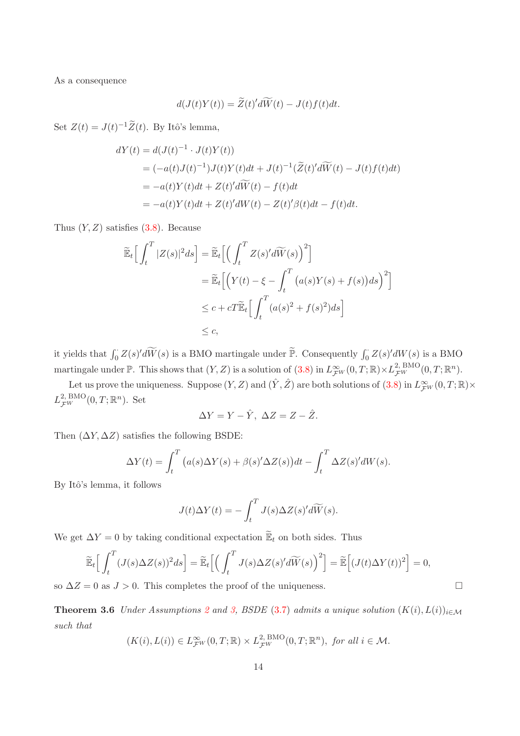As a consequence

$$d(J(t)Y(t)) = \widetilde{Z}(t)'d\widetilde{W}(t) - J(t)f(t)dt.$$

Set $Z(t) = J(t)^{-1}\widetilde{Z}(t)$. By Itô's lemma,

$$\begin{aligned}
dY(t) &= d(J(t)^{-1} \cdot J(t)Y(t)) \\
&= (-a(t)J(t)^{-1})J(t)Y(t)dt + J(t)^{-1}(\widetilde{Z}(t)'d\widetilde{W}(t) - J(t)f(t)dt) \\
&= -a(t)Y(t)dt + Z(t)'d\widetilde{W}(t) - f(t)dt \\
&= -a(t)Y(t)dt + Z(t)'dW(t) - Z(t)'\beta(t)dt - f(t)dt.
\end{aligned}$$

Thus $(Y, Z)$ satisfies (3.8). Because

$$\begin{aligned}
\widetilde{\mathbb{E}}_t\Big[\int_t^T |Z(s)|^2 ds\Big] &= \widetilde{\mathbb{E}}_t\Big[\Big(\int_t^T Z(s)'d\widetilde{W}(s)\Big)^2\Big] \\
&= \widetilde{\mathbb{E}}_t\Big[\Big(Y(t) - \xi - \int_t^T \big(a(s)Y(s) + f(s)\big)ds\Big)^2\Big] \\
&\leq c + cT\widetilde{\mathbb{E}}_t\Big[\int_t^T (a(s)^2 + f(s)^2)ds\Big] \\
&\leq c,
\end{aligned}$$

it yields that $\int_0^{\cdot} Z(s)'d\widetilde{W}(s)$ is a BMO martingale under $\widetilde{\mathbb{P}}$. Consequently $\int_0^{\cdot} Z(s)'dW(s)$ is a BMO martingale under $\mathbb{P}$. This shows that $(Y, Z)$ is a solution of (3.8) in $L^{\infty}_{\mathcal{F}^W}(0, T; \mathbb{R}) \times L^{2,\,\mathrm{BMO}}_{\mathcal{F}^W}(0, T; \mathbb{R}^n)$.

Let us prove the uniqueness. Suppose $(Y, Z)$ and $(\hat{Y}, \hat{Z})$ are both solutions of (3.8) in $L^{\infty}_{\mathcal{F}^W}(0, T; \mathbb{R}) \times L^{2,\,\mathrm{BMO}}_{\mathcal{F}^W}(0, T; \mathbb{R}^n)$. Set

$$\Delta Y = Y - \hat{Y},\ \Delta Z = Z - \hat{Z}.$$

Then $(\Delta Y, \Delta Z)$ satisfies the following BSDE:

$$\Delta Y(t) = \int_t^T \big(a(s)\Delta Y(s) + \beta(s)'\Delta Z(s)\big)dt - \int_t^T \Delta Z(s)'dW(s).$$

By Itô's lemma, it follows

$$J(t)\Delta Y(t) = -\int_t^T J(s)\Delta Z(s)'d\widetilde{W}(s).$$

We get $\Delta Y = 0$ by taking conditional expectation $\widetilde{\mathbb{E}}_t$ on both sides. Thus

$$\widetilde{\mathbb{E}}_t\Big[\int_t^T (J(s)\Delta Z(s))^2 ds\Big] = \widetilde{\mathbb{E}}_t\Big[\Big(\int_t^T J(s)\Delta Z(s)'d\widetilde{W}(s)\Big)^2\Big] = \widetilde{\mathbb{E}}\Big[(J(t)\Delta Y(t))^2\Big] = 0,$$

so $\Delta Z = 0$ as $J > 0$. This completes the proof of the uniqueness. $\square$

**Theorem 3.6** *Under Assumptions 2 and 3, BSDE (3.7) admits a unique solution $(K(i), L(i))_{i\in\mathcal{M}}$ such that*

$$(K(i), L(i)) \in L^{\infty}_{\mathcal{F}^W}(0, T; \mathbb{R}) \times L^{2,\,\mathrm{BMO}}_{\mathcal{F}^W}(0, T; \mathbb{R}^n),\ \textit{for all}\ i \in \mathcal{M}.$$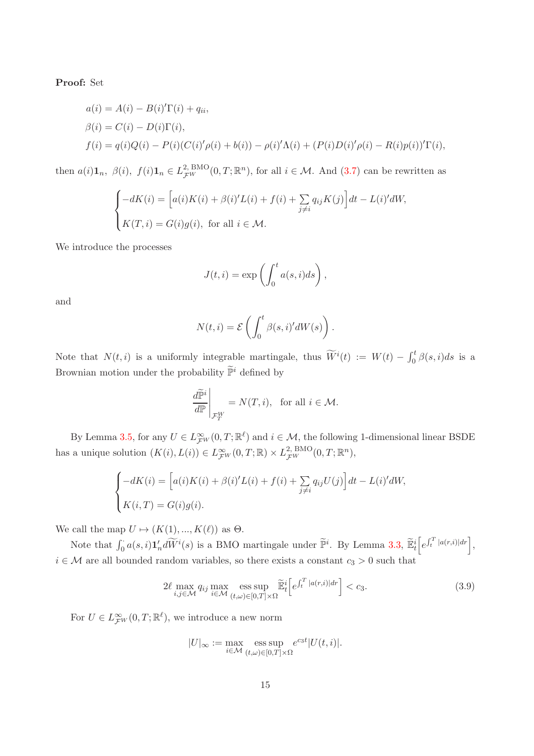**Proof:** Set

$$
\begin{aligned}
&a(i) = A(i) - B(i)'\Gamma(i) + q_{ii},\\
&\beta(i) = C(i) - D(i)\Gamma(i),\\
&f(i) = q(i)Q(i) - P(i)(C(i)'\rho(i) + b(i)) - \rho(i)'\Lambda(i) + (P(i)D(i)'\rho(i) - R(i)p(i))'\Gamma(i),
\end{aligned}
$$

then $a(i)\mathbf{1}_n,\ \beta(i),\ f(i)\mathbf{1}_n \in L^{2,\,\mathrm{BMO}}_{\mathcal{F}^W}(0,T;\mathbb{R}^n)$, for all $i \in \mathcal{M}$. And (3.7) can be rewritten as

$$
\begin{cases}
-dK(i) = \Big[a(i)K(i) + \beta(i)'L(i) + f(i) + \sum\limits_{j\neq i} q_{ij}K(j)\Big]dt - L(i)'dW,\\
K(T,i) = G(i)g(i), \text{ for all } i \in \mathcal{M}.
\end{cases}
$$

We introduce the processes

$$
J(t,i) = \exp\left(\int_0^t a(s,i)ds\right),
$$

and

$$
N(t,i) = \mathcal{E}\left(\int_0^t \beta(s,i)'dW(s)\right).
$$

Note that $N(t,i)$ is a uniformly integrable martingale, thus $\widetilde{W}^i(t) := W(t) - \int_0^t \beta(s,i)ds$ is a Brownian motion under the probability $\widetilde{\mathbb{P}}^i$ defined by

$$
\frac{d\widetilde{\mathbb{P}}^i}{d\mathbb{P}}\bigg|_{\mathcal{F}^W_T} = N(T,i), \quad \text{for all } i \in \mathcal{M}.
$$

By Lemma 3.5, for any $U \in L^{\infty}_{\mathcal{F}^W}(0,T;\mathbb{R}^\ell)$ and $i \in \mathcal{M}$, the following 1-dimensional linear BSDE has a unique solution $(K(i), L(i)) \in L^{\infty}_{\mathcal{F}^W}(0,T;\mathbb{R}) \times L^{2,\,\mathrm{BMO}}_{\mathcal{F}^W}(0,T;\mathbb{R}^n)$,

$$
\begin{cases}
-dK(i) = \Big[a(i)K(i) + \beta(i)'L(i) + f(i) + \sum\limits_{j\neq i} q_{ij}U(j)\Big]dt - L(i)'dW,\\
K(i,T) = G(i)g(i).
\end{cases}
$$

We call the map $U \mapsto (K(1), ..., K(\ell))$ as $\Theta$.

Note that $\int_0^\cdot a(s,i)\mathbf{1}_n' d\widetilde{W}^i(s)$ is a BMO martingale under $\widetilde{\mathbb{P}}^i$. By Lemma 3.3, $\widetilde{\mathbb{E}}^i_t\Big[e^{\int_t^T |a(r,i)|dr}\Big]$, $i \in \mathcal{M}$ are all bounded random variables, so there exists a constant $c_3 > 0$ such that

$$
2\ell \max_{i,j\in\mathcal{M}} q_{ij} \max_{i\in\mathcal{M}} \operatorname*{ess\,sup}_{(t,\omega)\in[0,T]\times\Omega} \widetilde{\mathbb{E}}^i_t\Big[e^{\int_t^T |a(r,i)|dr}\Big] < c_3. \tag{3.9}
$$

For $U \in L^{\infty}_{\mathcal{F}^W}(0,T;\mathbb{R}^\ell)$, we introduce a new norm

$$
|U|_\infty := \max_{i\in\mathcal{M}} \operatorname*{ess\,sup}_{(t,\omega)\in[0,T]\times\Omega} e^{c_3 t}|U(t,i)|.
$$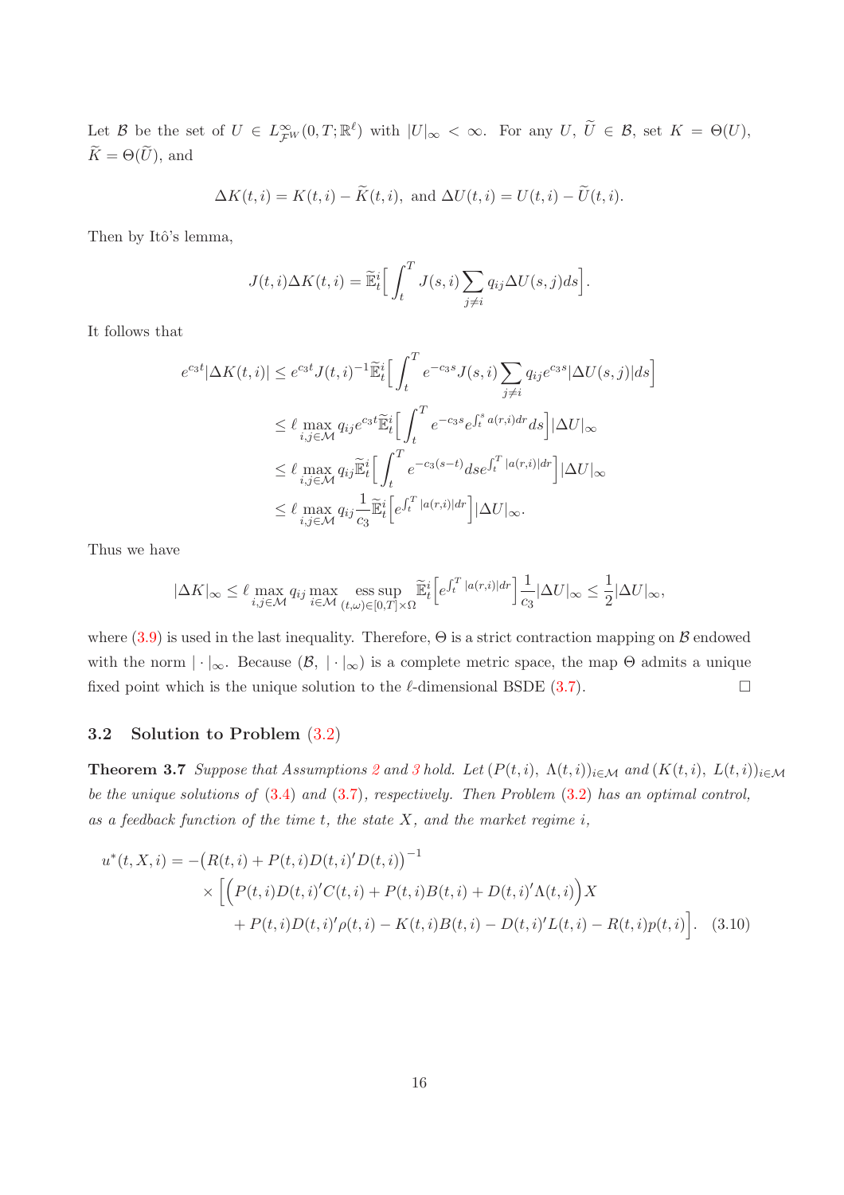Let $\mathcal{B}$ be the set of $U \in L^{\infty}_{\mathcal{F}^W}(0,T;\mathbb{R}^{\ell})$ with $|U|_\infty < \infty$. For any $U,\ \widetilde{U} \in \mathcal{B}$, set $K = \Theta(U)$, $\widetilde{K} = \Theta(\widetilde{U})$, and

$$
\Delta K(t,i) = K(t,i) - \widetilde{K}(t,i), \text{ and } \Delta U(t,i) = U(t,i) - \widetilde{U}(t,i).
$$

Then by Itô's lemma,

$$
J(t,i)\Delta K(t,i) = \widetilde{\mathbb{E}}^i_t\Big[\int_t^T J(s,i)\sum_{j\neq i} q_{ij}\Delta U(s,j)ds\Big].
$$

It follows that

$$
\begin{aligned}
e^{c_3 t}|\Delta K(t,i)| &\leq e^{c_3 t}J(t,i)^{-1}\widetilde{\mathbb{E}}^i_t\Big[\int_t^T e^{-c_3 s}J(s,i)\sum_{j\neq i} q_{ij}e^{c_3 s}|\Delta U(s,j)|ds\Big]\\
&\leq \ell \max_{i,j\in\mathcal{M}} q_{ij}e^{c_3 t}\widetilde{\mathbb{E}}^i_t\Big[\int_t^T e^{-c_3 s}e^{\int_t^s a(r,i)dr}ds\Big]|\Delta U|_\infty\\
&\leq \ell \max_{i,j\in\mathcal{M}} q_{ij}\widetilde{\mathbb{E}}^i_t\Big[\int_t^T e^{-c_3(s-t)}ds e^{\int_t^T |a(r,i)|dr}\Big]|\Delta U|_\infty\\
&\leq \ell \max_{i,j\in\mathcal{M}} q_{ij}\frac{1}{c_3}\widetilde{\mathbb{E}}^i_t\Big[e^{\int_t^T |a(r,i)|dr}\Big]|\Delta U|_\infty.
\end{aligned}
$$

Thus we have

$$
|\Delta K|_\infty \leq \ell \max_{i,j\in\mathcal{M}} q_{ij} \max_{i\in\mathcal{M}} \operatorname*{ess\,sup}_{(t,\omega)\in[0,T]\times\Omega} \widetilde{\mathbb{E}}^i_t\Big[e^{\int_t^T |a(r,i)|dr}\Big]\frac{1}{c_3}|\Delta U|_\infty \leq \frac{1}{2}|\Delta U|_\infty,
$$

where (3.9) is used in the last inequality. Therefore, $\Theta$ is a strict contraction mapping on $\mathcal{B}$ endowed with the norm $|\cdot|_\infty$. Because $(\mathcal{B},\ |\cdot|_\infty)$ is a complete metric space, the map $\Theta$ admits a unique fixed point which is the unique solution to the $\ell$-dimensional BSDE (3.7). □

### 3.2 Solution to Problem (3.2)

**Theorem 3.7** *Suppose that Assumptions 2 and 3 hold. Let $(P(t,i),\ \Lambda(t,i))_{i\in\mathcal{M}}$ and $(K(t,i),\ L(t,i))_{i\in\mathcal{M}}$ be the unique solutions of (3.4) and (3.7), respectively. Then Problem (3.2) has an optimal control, as a feedback function of the time $t$, the state $X$, and the market regime $i$,*

$$
\begin{aligned}
u^*(t,X,i) = &-\big(R(t,i) + P(t,i)D(t,i)'D(t,i)\big)^{-1}\\
&\times\Big[\Big(P(t,i)D(t,i)'C(t,i) + P(t,i)B(t,i) + D(t,i)'\Lambda(t,i)\Big)X\\
&\qquad + P(t,i)D(t,i)'\rho(t,i) - K(t,i)B(t,i) - D(t,i)'L(t,i) - R(t,i)p(t,i)\Big]. \quad (3.10)
\end{aligned}
$$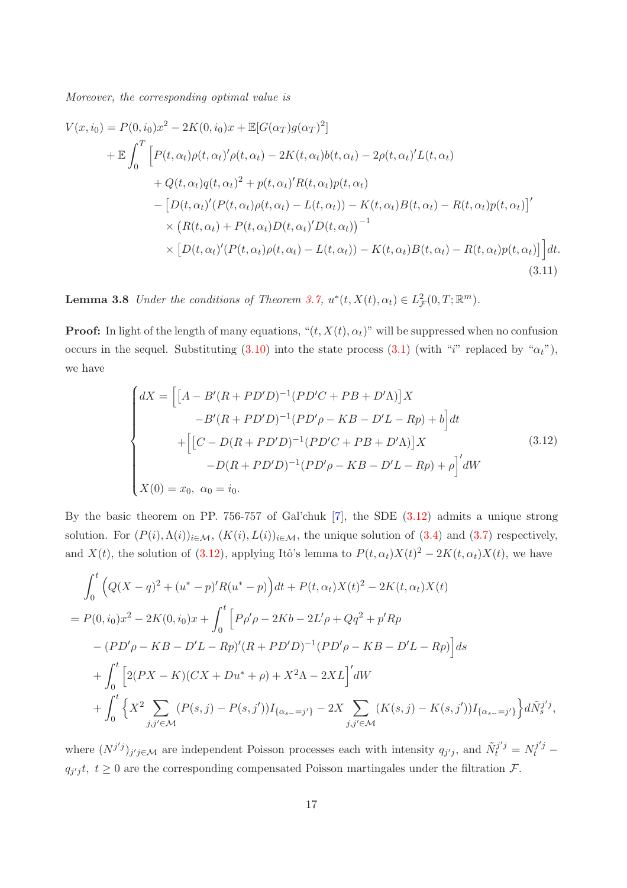*Moreover, the corresponding optimal value is*

$$
\begin{aligned}
V(x,i_0) &= P(0,i_0)x^2 - 2K(0,i_0)x + \mathbb{E}[G(\alpha_T)g(\alpha_T)^2] \\
&\quad + \mathbb{E}\int_0^T \Big[P(t,\alpha_t)\rho(t,\alpha_t)'\rho(t,\alpha_t) - 2K(t,\alpha_t)b(t,\alpha_t) - 2\rho(t,\alpha_t)'L(t,\alpha_t) \\
&\qquad + Q(t,\alpha_t)q(t,\alpha_t)^2 + p(t,\alpha_t)'R(t,\alpha_t)p(t,\alpha_t) \\
&\qquad - \big[D(t,\alpha_t)'(P(t,\alpha_t)\rho(t,\alpha_t) - L(t,\alpha_t)) - K(t,\alpha_t)B(t,\alpha_t) - R(t,\alpha_t)p(t,\alpha_t)\big]' \\
&\qquad \times \big(R(t,\alpha_t) + P(t,\alpha_t)D(t,\alpha_t)'D(t,\alpha_t)\big)^{-1} \\
&\qquad \times \big[D(t,\alpha_t)'(P(t,\alpha_t)\rho(t,\alpha_t) - L(t,\alpha_t)) - K(t,\alpha_t)B(t,\alpha_t) - R(t,\alpha_t)p(t,\alpha_t)\big]\Big]dt.
\end{aligned}
\tag{3.11}
$$

**Lemma 3.8** *Under the conditions of Theorem 3.7, $u^*(t,X(t),\alpha_t) \in L^2_{\mathcal{F}}(0,T;\mathbb{R}^m)$.*

**Proof:** In light of the length of many equations, "$(t,X(t),\alpha_t)$" will be suppressed when no confusion occurs in the sequel. Substituting (3.10) into the state process (3.1) (with "$i$" replaced by "$\alpha_t$"), we have

$$
\begin{cases}
dX = \Big[\big[A - B'(R+PD'D)^{-1}(PD'C + PB + D'\Lambda)\big]X \\
\qquad\qquad - B'(R+PD'D)^{-1}(PD'\rho - KB - D'L - Rp) + b\Big]dt \\
\qquad + \Big[\big[C - D(R+PD'D)^{-1}(PD'C + PB + D'\Lambda)\big]X \\
\qquad\qquad - D(R+PD'D)^{-1}(PD'\rho - KB - D'L - Rp) + \rho\Big]'dW \\
X(0) = x_0, \ \alpha_0 = i_0.
\end{cases}
\tag{3.12}
$$

By the basic theorem on PP. 756-757 of Gal'chuk [7], the SDE (3.12) admits a unique strong solution. For $(P(i),\Lambda(i))_{i\in\mathcal{M}}$, $(K(i),L(i))_{i\in\mathcal{M}}$, the unique solution of (3.4) and (3.7) respectively, and $X(t)$, the solution of (3.12), applying Itô's lemma to $P(t,\alpha_t)X(t)^2 - 2K(t,\alpha_t)X(t)$, we have

$$
\begin{aligned}
&\int_0^t \Big(Q(X-q)^2 + (u^*-p)'R(u^*-p)\Big)dt + P(t,\alpha_t)X(t)^2 - 2K(t,\alpha_t)X(t) \\
&= P(0,i_0)x^2 - 2K(0,i_0)x + \int_0^t \Big[P\rho'\rho - 2Kb - 2L'\rho + Qq^2 + p'Rp \\
&\quad - (PD'\rho - KB - D'L - Rp)'(R+PD'D)^{-1}(PD'\rho - KB - D'L - Rp)\Big]ds \\
&\quad + \int_0^t \Big[2(PX-K)(CX + Du^* + \rho) + X^2\Lambda - 2XL\Big]'dW \\
&\quad + \int_0^t \Big\{X^2 \sum_{j,j'\in\mathcal{M}} (P(s,j) - P(s,j'))I_{\{\alpha_{s-}=j'\}} - 2X \sum_{j,j'\in\mathcal{M}} (K(s,j) - K(s,j'))I_{\{\alpha_{s-}=j'\}}\Big\} d\tilde{N}_s^{j'j},
\end{aligned}
$$

where $(N^{j'j})_{j'j\in\mathcal{M}}$ are independent Poisson processes each with intensity $q_{j'j}$, and $\tilde{N}_t^{j'j} = N_t^{j'j} - q_{j'j}t, \ t \ge 0$ are the corresponding compensated Poisson martingales under the filtration $\mathcal{F}$.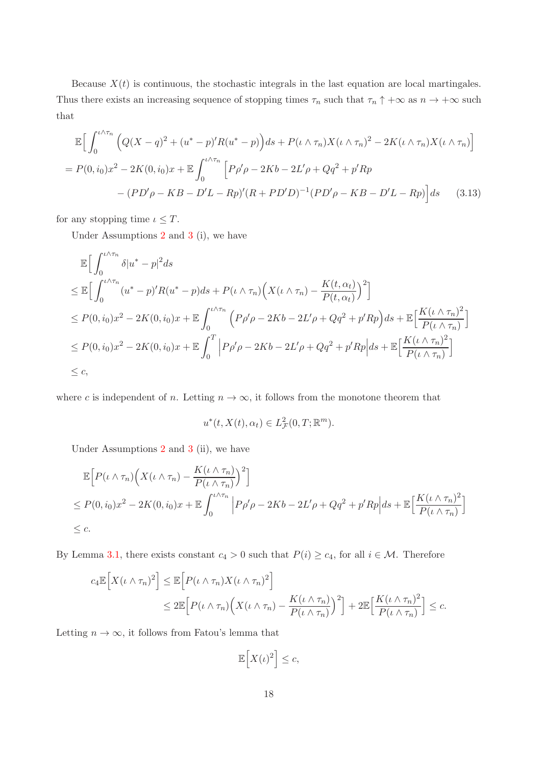Because $X(t)$ is continuous, the stochastic integrals in the last equation are local martingales. Thus there exists an increasing sequence of stopping times $\tau_n$ such that $\tau_n \uparrow +\infty$ as $n \to +\infty$ such that

$$
\begin{aligned}
&\mathbb{E}\Big[\int_0^{\iota\wedge\tau_n} \Big(Q(X-q)^2 + (u^*-p)'R(u^*-p)\Big)ds + P(\iota\wedge\tau_n)X(\iota\wedge\tau_n)^2 - 2K(\iota\wedge\tau_n)X(\iota\wedge\tau_n)\Big] \\
&= P(0,i_0)x^2 - 2K(0,i_0)x + \mathbb{E}\int_0^{\iota\wedge\tau_n}\Big[P\rho'\rho - 2Kb - 2L'\rho + Qq^2 + p'Rp \\
&\qquad - (PD'\rho - KB - D'L - Rp)'(R + PD'D)^{-1}(PD'\rho - KB - D'L - Rp)\Big]ds \qquad (3.13)
\end{aligned}
$$

for any stopping time $\iota \le T$.

Under Assumptions 2 and 3 (i), we have

$$
\begin{aligned}
&\mathbb{E}\Big[\int_0^{\iota\wedge\tau_n} \delta|u^*-p|^2 ds \\
&\le \mathbb{E}\Big[\int_0^{\iota\wedge\tau_n} (u^*-p)'R(u^*-p)ds + P(\iota\wedge\tau_n)\Big(X(\iota\wedge\tau_n) - \frac{K(t,\alpha_t)}{P(t,\alpha_t)}\Big)^2\Big] \\
&\le P(0,i_0)x^2 - 2K(0,i_0)x + \mathbb{E}\int_0^{\iota\wedge\tau_n}\Big(P\rho'\rho - 2Kb - 2L'\rho + Qq^2 + p'Rp\Big)ds + \mathbb{E}\Big[\frac{K(\iota\wedge\tau_n)^2}{P(\iota\wedge\tau_n)}\Big] \\
&\le P(0,i_0)x^2 - 2K(0,i_0)x + \mathbb{E}\int_0^{T}\Big|P\rho'\rho - 2Kb - 2L'\rho + Qq^2 + p'Rp\Big|ds + \mathbb{E}\Big[\frac{K(\iota\wedge\tau_n)^2}{P(\iota\wedge\tau_n)}\Big] \\
&\le c,
\end{aligned}
$$

where $c$ is independent of $n$. Letting $n \to \infty$, it follows from the monotone theorem that

$$
u^*(t, X(t), \alpha_t) \in L^2_{\mathcal{F}}(0,T;\mathbb{R}^m).
$$

Under Assumptions 2 and 3 (ii), we have

$$
\begin{aligned}
&\mathbb{E}\Big[P(\iota\wedge\tau_n)\Big(X(\iota\wedge\tau_n) - \frac{K(\iota\wedge\tau_n)}{P(\iota\wedge\tau_n)}\Big)^2\Big] \\
&\le P(0,i_0)x^2 - 2K(0,i_0)x + \mathbb{E}\int_0^{\iota\wedge\tau_n}\Big|P\rho'\rho - 2Kb - 2L'\rho + Qq^2 + p'Rp\Big|ds + \mathbb{E}\Big[\frac{K(\iota\wedge\tau_n)^2}{P(\iota\wedge\tau_n)}\Big] \\
&\le c.
\end{aligned}
$$

By Lemma 3.1, there exists constant $c_4 > 0$ such that $P(i) \ge c_4$, for all $i \in \mathcal{M}$. Therefore

$$
\begin{aligned}
c_4\mathbb{E}\Big[X(\iota\wedge\tau_n)^2\Big] &\le \mathbb{E}\Big[P(\iota\wedge\tau_n)X(\iota\wedge\tau_n)^2\Big] \\
&\le 2\mathbb{E}\Big[P(\iota\wedge\tau_n)\Big(X(\iota\wedge\tau_n) - \frac{K(\iota\wedge\tau_n)}{P(\iota\wedge\tau_n)}\Big)^2\Big] + 2\mathbb{E}\Big[\frac{K(\iota\wedge\tau_n)^2}{P(\iota\wedge\tau_n)}\Big] \le c.
\end{aligned}
$$

Letting $n \to \infty$, it follows from Fatou's lemma that

$$
\mathbb{E}\Big[X(\iota)^2\Big] \le c,
$$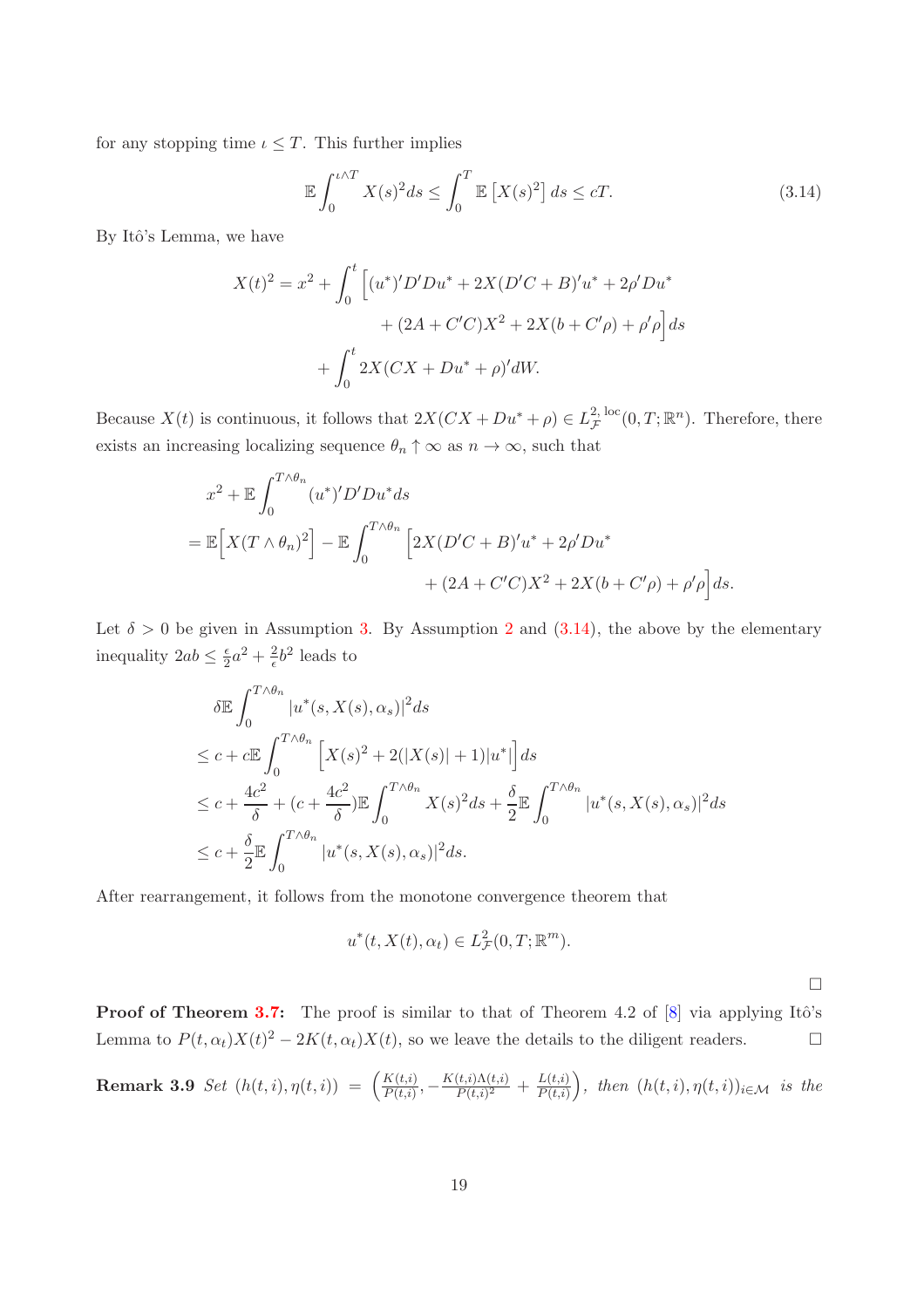for any stopping time $\iota \le T$. This further implies

$$\mathbb{E}\int_0^{\iota\wedge T} X(s)^2 ds \le \int_0^T \mathbb{E}\left[X(s)^2\right] ds \le cT. \tag{3.14}$$

By Itô's Lemma, we have

$$\begin{aligned} X(t)^2 = x^2 + \int_0^t \Big[&(u^*)'D'Du^* + 2X(D'C+B)'u^* + 2\rho' Du^* \\ &+ (2A + C'C)X^2 + 2X(b + C'\rho) + \rho'\rho\Big] ds \\ &+ \int_0^t 2X(CX + Du^* + \rho)' dW. \end{aligned}$$

Because $X(t)$ is continuous, it follows that $2X(CX + Du^* + \rho) \in L^{2,\,\mathrm{loc}}_{\mathcal{F}}(0,T;\mathbb{R}^n)$. Therefore, there exists an increasing localizing sequence $\theta_n \uparrow \infty$ as $n \to \infty$, such that

$$\begin{aligned} &x^2 + \mathbb{E}\int_0^{T\wedge\theta_n} (u^*)'D'Du^* ds \\ &= \mathbb{E}\Big[X(T\wedge\theta_n)^2\Big] - \mathbb{E}\int_0^{T\wedge\theta_n} \Big[2X(D'C+B)'u^* + 2\rho' Du^* \\ &\qquad\qquad + (2A + C'C)X^2 + 2X(b + C'\rho) + \rho'\rho\Big] ds. \end{aligned}$$

Let $\delta > 0$ be given in Assumption 3. By Assumption 2 and (3.14), the above by the elementary inequality $2ab \le \frac{\epsilon}{2}a^2 + \frac{2}{\epsilon}b^2$ leads to

$$\begin{aligned} &\delta\mathbb{E}\int_0^{T\wedge\theta_n} |u^*(s, X(s), \alpha_s)|^2 ds \\ &\le c + c\mathbb{E}\int_0^{T\wedge\theta_n} \Big[X(s)^2 + 2(|X(s)| + 1)|u^*|\Big] ds \\ &\le c + \frac{4c^2}{\delta} + (c + \frac{4c^2}{\delta})\mathbb{E}\int_0^{T\wedge\theta_n} X(s)^2 ds + \frac{\delta}{2}\mathbb{E}\int_0^{T\wedge\theta_n} |u^*(s, X(s), \alpha_s)|^2 ds \\ &\le c + \frac{\delta}{2}\mathbb{E}\int_0^{T\wedge\theta_n} |u^*(s, X(s), \alpha_s)|^2 ds. \end{aligned}$$

After rearrangement, it follows from the monotone convergence theorem that

$$u^*(t, X(t), \alpha_t) \in L^2_{\mathcal{F}}(0,T;\mathbb{R}^m).$$

□

**Proof of Theorem 3.7:** The proof is similar to that of Theorem 4.2 of [8] via applying Itô's Lemma to $P(t,\alpha_t)X(t)^2 - 2K(t,\alpha_t)X(t)$, so we leave the details to the diligent readers. □

**Remark 3.9** *Set* $(h(t,i), \eta(t,i)) = \left(\frac{K(t,i)}{P(t,i)}, -\frac{K(t,i)\Lambda(t,i)}{P(t,i)^2} + \frac{L(t,i)}{P(t,i)}\right)$*, then* $(h(t,i), \eta(t,i))_{i\in\mathcal{M}}$ *is the*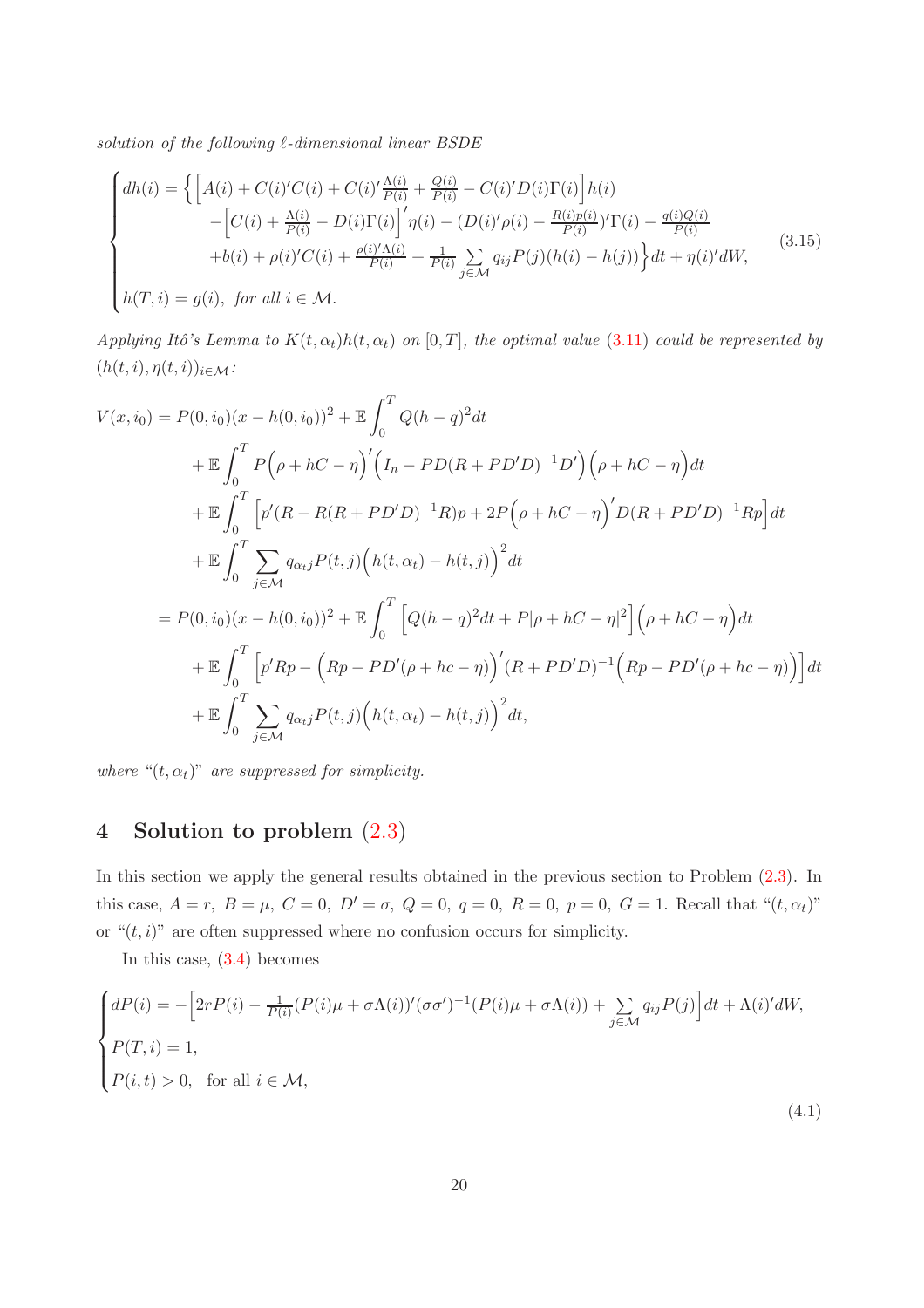*solution of the following $\ell$-dimensional linear BSDE*

$$
\begin{cases}
dh(i) = \Big\{ \Big[A(i) + C(i)'C(i) + C(i)'\frac{\Lambda(i)}{P(i)} + \frac{Q(i)}{P(i)} - C(i)'D(i)\Gamma(i)\Big]h(i) \\
\qquad\quad -\Big[C(i) + \frac{\Lambda(i)}{P(i)} - D(i)\Gamma(i)\Big]'\eta(i) - (D(i)'\rho(i) - \frac{R(i)p(i)}{P(i)})'\Gamma(i) - \frac{q(i)Q(i)}{P(i)} \\
\qquad\quad +b(i) + \rho(i)'C(i) + \frac{\rho(i)'\Lambda(i)}{P(i)} + \frac{1}{P(i)}\sum\limits_{j\in\mathcal{M}} q_{ij}P(j)(h(i) - h(j))\Big\}dt + \eta(i)'dW, \\
h(T,i) = g(i), \ \textit{for all } i \in \mathcal{M}.
\end{cases}
\tag{3.15}
$$

*Applying Itô's Lemma to $K(t,\alpha_t)h(t,\alpha_t)$ on $[0,T]$, the optimal value (3.11) could be represented by $(h(t,i),\eta(t,i))_{i\in\mathcal{M}}$:*

$$
\begin{aligned}
V(x,i_0) &= P(0,i_0)(x - h(0,i_0))^2 + \mathbb{E}\int_0^T Q(h-q)^2 dt \\
&\quad + \mathbb{E}\int_0^T P\Big(\rho + hC - \eta\Big)'\Big(I_n - PD(R + PD'D)^{-1}D'\Big)\Big(\rho + hC - \eta\Big)dt \\
&\quad + \mathbb{E}\int_0^T \Big[p'(R - R(R + PD'D)^{-1}R)p + 2P\Big(\rho + hC - \eta\Big)'D(R + PD'D)^{-1}Rp\Big]dt \\
&\quad + \mathbb{E}\int_0^T \sum_{j\in\mathcal{M}} q_{\alpha_t j}P(t,j)\Big(h(t,\alpha_t) - h(t,j)\Big)^2 dt \\
&= P(0,i_0)(x - h(0,i_0))^2 + \mathbb{E}\int_0^T \Big[Q(h-q)^2 dt + P|\rho + hC - \eta|^2\Big]\Big(\rho + hC - \eta\Big)dt \\
&\quad + \mathbb{E}\int_0^T \Big[p'Rp - \Big(Rp - PD'(\rho + hc - \eta)\Big)'(R + PD'D)^{-1}\Big(Rp - PD'(\rho + hc - \eta)\Big)\Big]dt \\
&\quad + \mathbb{E}\int_0^T \sum_{j\in\mathcal{M}} q_{\alpha_t j}P(t,j)\Big(h(t,\alpha_t) - h(t,j)\Big)^2 dt,
\end{aligned}
$$

*where "$(t,\alpha_t)$" are suppressed for simplicity.*

## 4 Solution to problem (2.3)

In this section we apply the general results obtained in the previous section to Problem (2.3). In this case, $A = r,\ B = \mu,\ C = 0,\ D' = \sigma,\ Q = 0,\ q = 0,\ R = 0,\ p = 0,\ G = 1$. Recall that "$(t,\alpha_t)$" or "$(t,i)$" are often suppressed where no confusion occurs for simplicity.

In this case, (3.4) becomes

$$
\begin{cases}
dP(i) = -\Big[2rP(i) - \frac{1}{P(i)}(P(i)\mu + \sigma\Lambda(i))'(\sigma\sigma')^{-1}(P(i)\mu + \sigma\Lambda(i)) + \sum\limits_{j\in\mathcal{M}} q_{ij}P(j)\Big]dt + \Lambda(i)'dW, \\
P(T,i) = 1, \\
P(i,t) > 0, \quad \text{for all } i \in \mathcal{M},
\end{cases}
\tag{4.1}
$$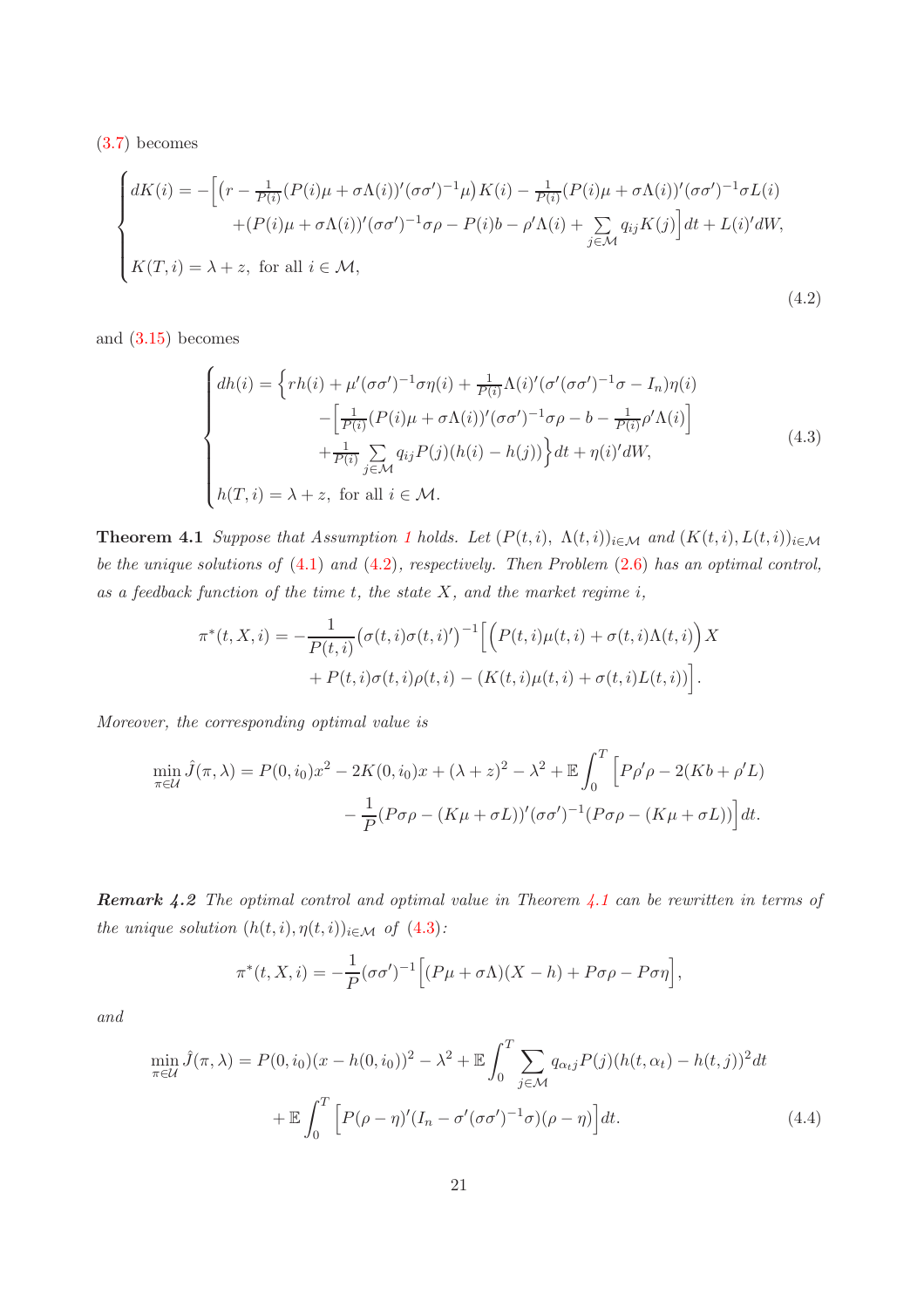(3.7) becomes

$$
\begin{cases}
dK(i) = -\Big[\big(r - \frac{1}{P(i)}(P(i)\mu + \sigma\Lambda(i))'(\sigma\sigma')^{-1}\mu\big)K(i) - \frac{1}{P(i)}(P(i)\mu + \sigma\Lambda(i))'(\sigma\sigma')^{-1}\sigma L(i) \\
\qquad\qquad +(P(i)\mu + \sigma\Lambda(i))'(\sigma\sigma')^{-1}\sigma\rho - P(i)b - \rho'\Lambda(i) + \sum\limits_{j\in\mathcal{M}} q_{ij}K(j)\Big]dt + L(i)'dW, \\
K(T,i) = \lambda + z, \text{ for all } i \in \mathcal{M},
\end{cases}
\tag{4.2}
$$

and (3.15) becomes

$$
\begin{cases}
dh(i) = \Big\{rh(i) + \mu'(\sigma\sigma')^{-1}\sigma\eta(i) + \frac{1}{P(i)}\Lambda(i)'(\sigma'(\sigma\sigma')^{-1}\sigma - I_n)\eta(i) \\
\qquad\qquad -\Big[\frac{1}{P(i)}(P(i)\mu + \sigma\Lambda(i))'(\sigma\sigma')^{-1}\sigma\rho - b - \frac{1}{P(i)}\rho'\Lambda(i)\Big] \\
\qquad\qquad +\frac{1}{P(i)}\sum\limits_{j\in\mathcal{M}} q_{ij}P(j)(h(i) - h(j))\Big\}dt + \eta(i)'dW, \\
h(T,i) = \lambda + z, \text{ for all } i \in \mathcal{M}.
\end{cases}
\tag{4.3}
$$

**Theorem 4.1** *Suppose that Assumption 1 holds. Let $(P(t,i),\ \Lambda(t,i))_{i\in\mathcal{M}}$ and $(K(t,i), L(t,i))_{i\in\mathcal{M}}$ be the unique solutions of (4.1) and (4.2), respectively. Then Problem (2.6) has an optimal control, as a feedback function of the time $t$, the state $X$, and the market regime $i$,*

$$
\pi^*(t,X,i) = -\frac{1}{P(t,i)}\big(\sigma(t,i)\sigma(t,i)'\big)^{-1}\Big[\Big(P(t,i)\mu(t,i) + \sigma(t,i)\Lambda(t,i)\Big)X + P(t,i)\sigma(t,i)\rho(t,i) - (K(t,i)\mu(t,i) + \sigma(t,i)L(t,i))\Big].
$$

*Moreover, the corresponding optimal value is*

$$
\min_{\pi\in\mathcal{U}} \hat{J}(\pi,\lambda) = P(0,i_0)x^2 - 2K(0,i_0)x + (\lambda+z)^2 - \lambda^2 + \mathbb{E}\int_0^T \Big[P\rho'\rho - 2(Kb + \rho'L) - \frac{1}{P}(P\sigma\rho - (K\mu + \sigma L))'(\sigma\sigma')^{-1}(P\sigma\rho - (K\mu + \sigma L))\Big]dt.
$$

***Remark 4.2*** *The optimal control and optimal value in Theorem 4.1 can be rewritten in terms of the unique solution $(h(t,i), \eta(t,i))_{i\in\mathcal{M}}$ of (4.3):*

$$
\pi^*(t,X,i) = -\frac{1}{P}(\sigma\sigma')^{-1}\Big[(P\mu + \sigma\Lambda)(X - h) + P\sigma\rho - P\sigma\eta\Big],
$$

*and*

$$
\min_{\pi\in\mathcal{U}} \hat{J}(\pi,\lambda) = P(0,i_0)(x - h(0,i_0))^2 - \lambda^2 + \mathbb{E}\int_0^T \sum_{j\in\mathcal{M}} q_{\alpha_t j}P(j)(h(t,\alpha_t) - h(t,j))^2 dt + \mathbb{E}\int_0^T \Big[P(\rho - \eta)'(I_n - \sigma'(\sigma\sigma')^{-1}\sigma)(\rho - \eta)\Big]dt. \tag{4.4}
$$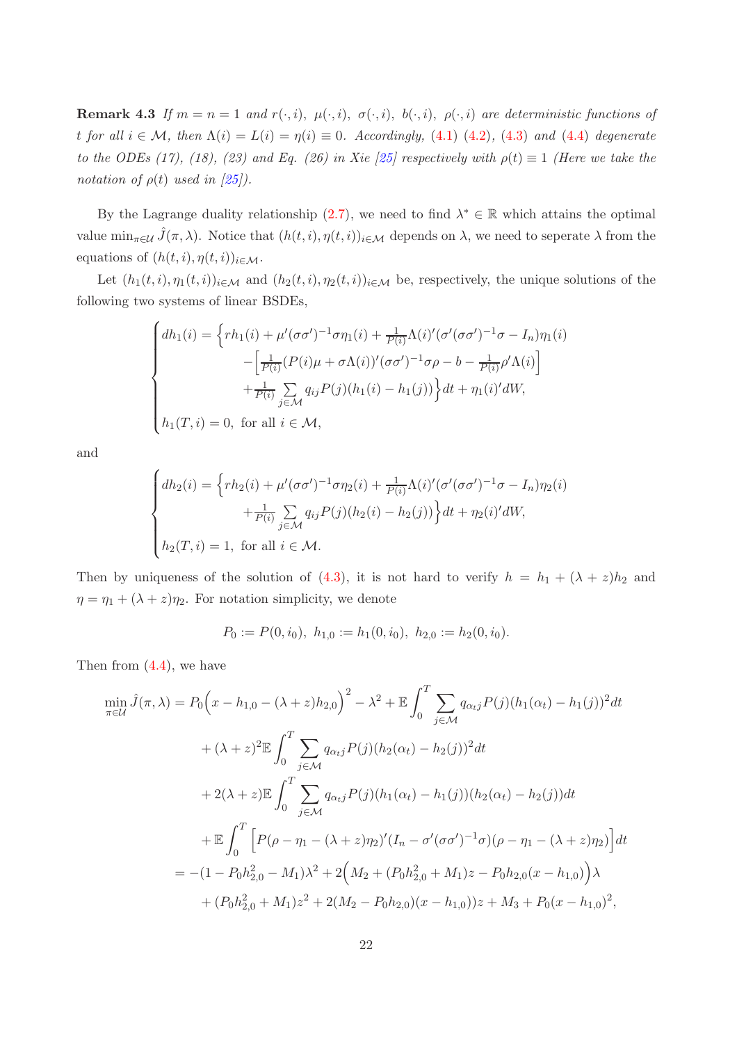**Remark 4.3** *If $m = n = 1$ and $r(\cdot, i),\ \mu(\cdot, i),\ \sigma(\cdot, i),\ b(\cdot, i),\ \rho(\cdot, i)$ are deterministic functions of $t$ for all $i \in \mathcal{M}$, then $\Lambda(i) = L(i) = \eta(i) \equiv 0$. Accordingly, (4.1) (4.2), (4.3) and (4.4) degenerate to the ODEs (17), (18), (23) and Eq. (26) in Xie [25] respectively with $\rho(t) \equiv 1$ (Here we take the notation of $\rho(t)$ used in [25]).*

By the Lagrange duality relationship (2.7), we need to find $\lambda^* \in \mathbb{R}$ which attains the optimal value $\min_{\pi \in \mathcal{U}} \hat{J}(\pi, \lambda)$. Notice that $(h(t,i), \eta(t,i))_{i \in \mathcal{M}}$ depends on $\lambda$, we need to seperate $\lambda$ from the equations of $(h(t,i), \eta(t,i))_{i \in \mathcal{M}}$.

Let $(h_1(t,i), \eta_1(t,i))_{i \in \mathcal{M}}$ and $(h_2(t,i), \eta_2(t,i))_{i \in \mathcal{M}}$ be, respectively, the unique solutions of the following two systems of linear BSDEs,

$$
\begin{cases}
dh_1(i) = \Big\{ rh_1(i) + \mu'(\sigma\sigma')^{-1}\sigma\eta_1(i) + \frac{1}{P(i)}\Lambda(i)'(\sigma'(\sigma\sigma')^{-1}\sigma - I_n)\eta_1(i) \\
\qquad\qquad - \Big[\frac{1}{P(i)}(P(i)\mu + \sigma\Lambda(i))'(\sigma\sigma')^{-1}\sigma\rho - b - \frac{1}{P(i)}\rho'\Lambda(i)\Big] \\
\qquad\qquad + \frac{1}{P(i)} \sum\limits_{j \in \mathcal{M}} q_{ij} P(j)(h_1(i) - h_1(j)) \Big\} dt + \eta_1(i)' dW, \\
h_1(T, i) = 0, \text{ for all } i \in \mathcal{M},
\end{cases}
$$

and

$$
\begin{cases}
dh_2(i) = \Big\{ rh_2(i) + \mu'(\sigma\sigma')^{-1}\sigma\eta_2(i) + \frac{1}{P(i)}\Lambda(i)'(\sigma'(\sigma\sigma')^{-1}\sigma - I_n)\eta_2(i) \\
\qquad\qquad + \frac{1}{P(i)} \sum\limits_{j \in \mathcal{M}} q_{ij} P(j)(h_2(i) - h_2(j)) \Big\} dt + \eta_2(i)' dW, \\
h_2(T, i) = 1, \text{ for all } i \in \mathcal{M}.
\end{cases}
$$

Then by uniqueness of the solution of (4.3), it is not hard to verify $h = h_1 + (\lambda + z)h_2$ and $\eta = \eta_1 + (\lambda + z)\eta_2$. For notation simplicity, we denote

$$
P_0 := P(0, i_0),\ h_{1,0} := h_1(0, i_0),\ h_{2,0} := h_2(0, i_0).
$$

Then from (4.4), we have

$$
\begin{aligned}
\min_{\pi \in \mathcal{U}} \hat{J}(\pi, \lambda) &= P_0\Big(x - h_{1,0} - (\lambda + z)h_{2,0}\Big)^2 - \lambda^2 + \mathbb{E}\int_0^T \sum_{j \in \mathcal{M}} q_{\alpha_t j} P(j)(h_1(\alpha_t) - h_1(j))^2 dt \\
&\quad + (\lambda + z)^2 \mathbb{E}\int_0^T \sum_{j \in \mathcal{M}} q_{\alpha_t j} P(j)(h_2(\alpha_t) - h_2(j))^2 dt \\
&\quad + 2(\lambda + z)\mathbb{E}\int_0^T \sum_{j \in \mathcal{M}} q_{\alpha_t j} P(j)(h_1(\alpha_t) - h_1(j))(h_2(\alpha_t) - h_2(j)) dt \\
&\quad + \mathbb{E}\int_0^T \Big[P(\rho - \eta_1 - (\lambda + z)\eta_2)'(I_n - \sigma'(\sigma\sigma')^{-1}\sigma)(\rho - \eta_1 - (\lambda + z)\eta_2)\Big] dt \\
&= -(1 - P_0 h_{2,0}^2 - M_1)\lambda^2 + 2\Big(M_2 + (P_0 h_{2,0}^2 + M_1)z - P_0 h_{2,0}(x - h_{1,0})\Big)\lambda \\
&\quad + (P_0 h_{2,0}^2 + M_1)z^2 + 2(M_2 - P_0 h_{2,0})(x - h_{1,0}))z + M_3 + P_0(x - h_{1,0})^2,
\end{aligned}
$$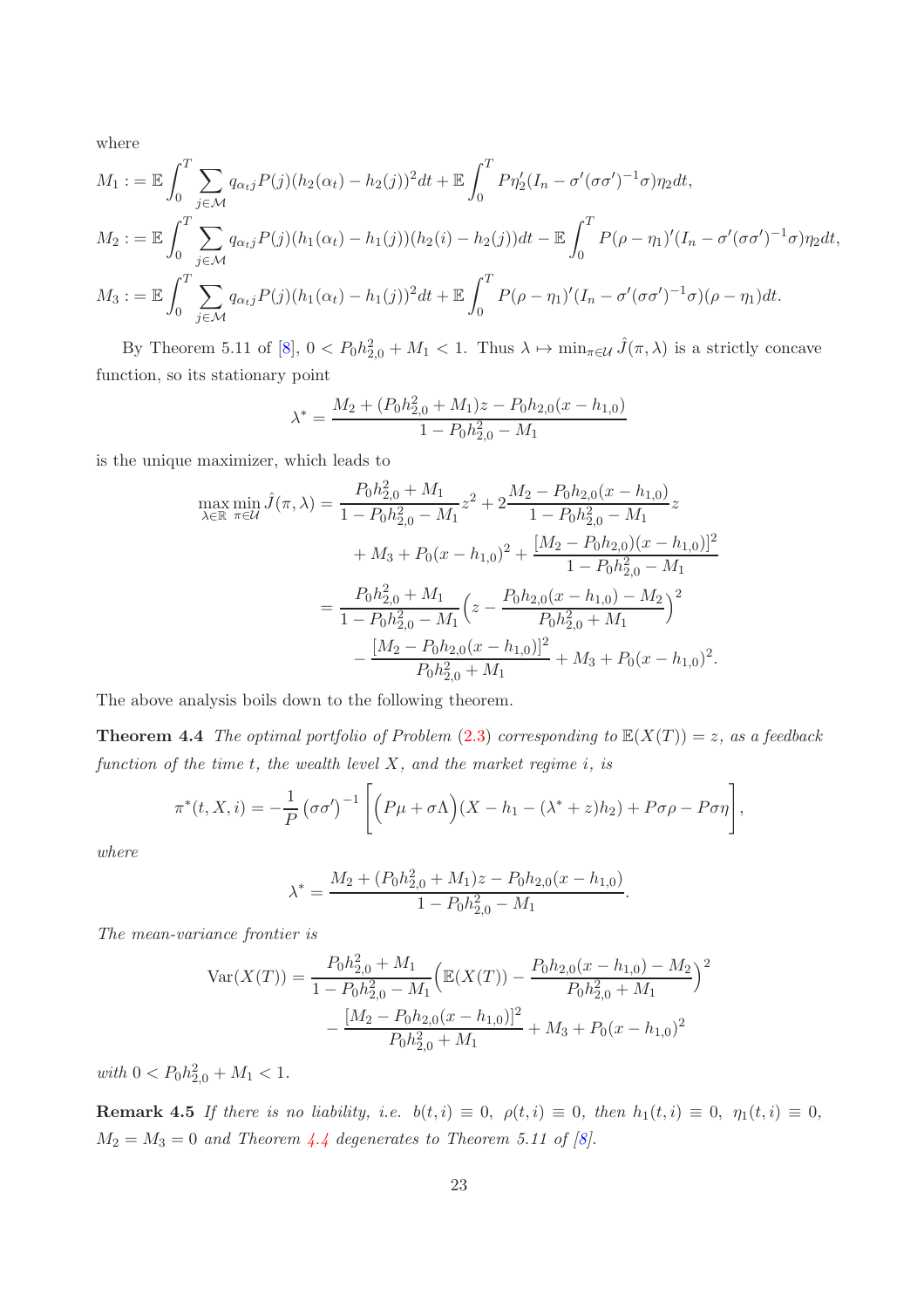where

$$M_1 := \mathbb{E}\int_0^T \sum_{j\in\mathcal{M}} q_{\alpha_t j} P(j)(h_2(\alpha_t) - h_2(j))^2 dt + \mathbb{E}\int_0^T P\eta_2'(I_n - \sigma'(\sigma\sigma')^{-1}\sigma)\eta_2 dt,$$

$$M_2 := \mathbb{E}\int_0^T \sum_{j\in\mathcal{M}} q_{\alpha_t j} P(j)(h_1(\alpha_t) - h_1(j))(h_2(i) - h_2(j)) dt - \mathbb{E}\int_0^T P(\rho-\eta_1)'(I_n - \sigma'(\sigma\sigma')^{-1}\sigma)\eta_2 dt,$$

$$M_3 := \mathbb{E}\int_0^T \sum_{j\in\mathcal{M}} q_{\alpha_t j} P(j)(h_1(\alpha_t) - h_1(j))^2 dt + \mathbb{E}\int_0^T P(\rho-\eta_1)'(I_n - \sigma'(\sigma\sigma')^{-1}\sigma)(\rho-\eta_1) dt.$$

By Theorem 5.11 of [8], $0 < P_0 h_{2,0}^2 + M_1 < 1$. Thus $\lambda \mapsto \min_{\pi\in\mathcal{U}} \hat{J}(\pi,\lambda)$ is a strictly concave function, so its stationary point

$$\lambda^* = \frac{M_2 + (P_0 h_{2,0}^2 + M_1)z - P_0 h_{2,0}(x - h_{1,0})}{1 - P_0 h_{2,0}^2 - M_1}$$

is the unique maximizer, which leads to

$$\begin{aligned}
\max_{\lambda\in\mathbb{R}} \min_{\pi\in\mathcal{U}} \hat{J}(\pi,\lambda) &= \frac{P_0 h_{2,0}^2 + M_1}{1 - P_0 h_{2,0}^2 - M_1} z^2 + 2\frac{M_2 - P_0 h_{2,0}(x - h_{1,0})}{1 - P_0 h_{2,0}^2 - M_1} z \\
&\quad + M_3 + P_0(x - h_{1,0})^2 + \frac{[M_2 - P_0 h_{2,0})(x - h_{1,0})]^2}{1 - P_0 h_{2,0}^2 - M_1} \\
&= \frac{P_0 h_{2,0}^2 + M_1}{1 - P_0 h_{2,0}^2 - M_1}\Big(z - \frac{P_0 h_{2,0}(x - h_{1,0}) - M_2}{P_0 h_{2,0}^2 + M_1}\Big)^2 \\
&\quad - \frac{[M_2 - P_0 h_{2,0}(x - h_{1,0})]^2}{P_0 h_{2,0}^2 + M_1} + M_3 + P_0(x - h_{1,0})^2.
\end{aligned}$$

The above analysis boils down to the following theorem.

**Theorem 4.4** *The optimal portfolio of Problem (2.3) corresponding to $\mathbb{E}(X(T)) = z$, as a feedback function of the time $t$, the wealth level $X$, and the market regime $i$, is*

$$\pi^*(t,X,i) = -\frac{1}{P}\left(\sigma\sigma'\right)^{-1}\left[\Big(P\mu + \sigma\Lambda\Big)(X - h_1 - (\lambda^* + z)h_2) + P\sigma\rho - P\sigma\eta\right],$$

*where*

$$\lambda^* = \frac{M_2 + (P_0 h_{2,0}^2 + M_1)z - P_0 h_{2,0}(x - h_{1,0})}{1 - P_0 h_{2,0}^2 - M_1}.$$

*The mean-variance frontier is*

$$\begin{aligned}
\mathrm{Var}(X(T)) &= \frac{P_0 h_{2,0}^2 + M_1}{1 - P_0 h_{2,0}^2 - M_1}\Big(\mathbb{E}(X(T)) - \frac{P_0 h_{2,0}(x - h_{1,0}) - M_2}{P_0 h_{2,0}^2 + M_1}\Big)^2 \\
&\quad - \frac{[M_2 - P_0 h_{2,0}(x - h_{1,0})]^2}{P_0 h_{2,0}^2 + M_1} + M_3 + P_0(x - h_{1,0})^2
\end{aligned}$$

*with $0 < P_0 h_{2,0}^2 + M_1 < 1$.*

**Remark 4.5** *If there is no liability, i.e. $b(t,i) \equiv 0$, $\rho(t,i) \equiv 0$, then $h_1(t,i) \equiv 0$, $\eta_1(t,i) \equiv 0$, $M_2 = M_3 = 0$ and Theorem 4.4 degenerates to Theorem 5.11 of [8].*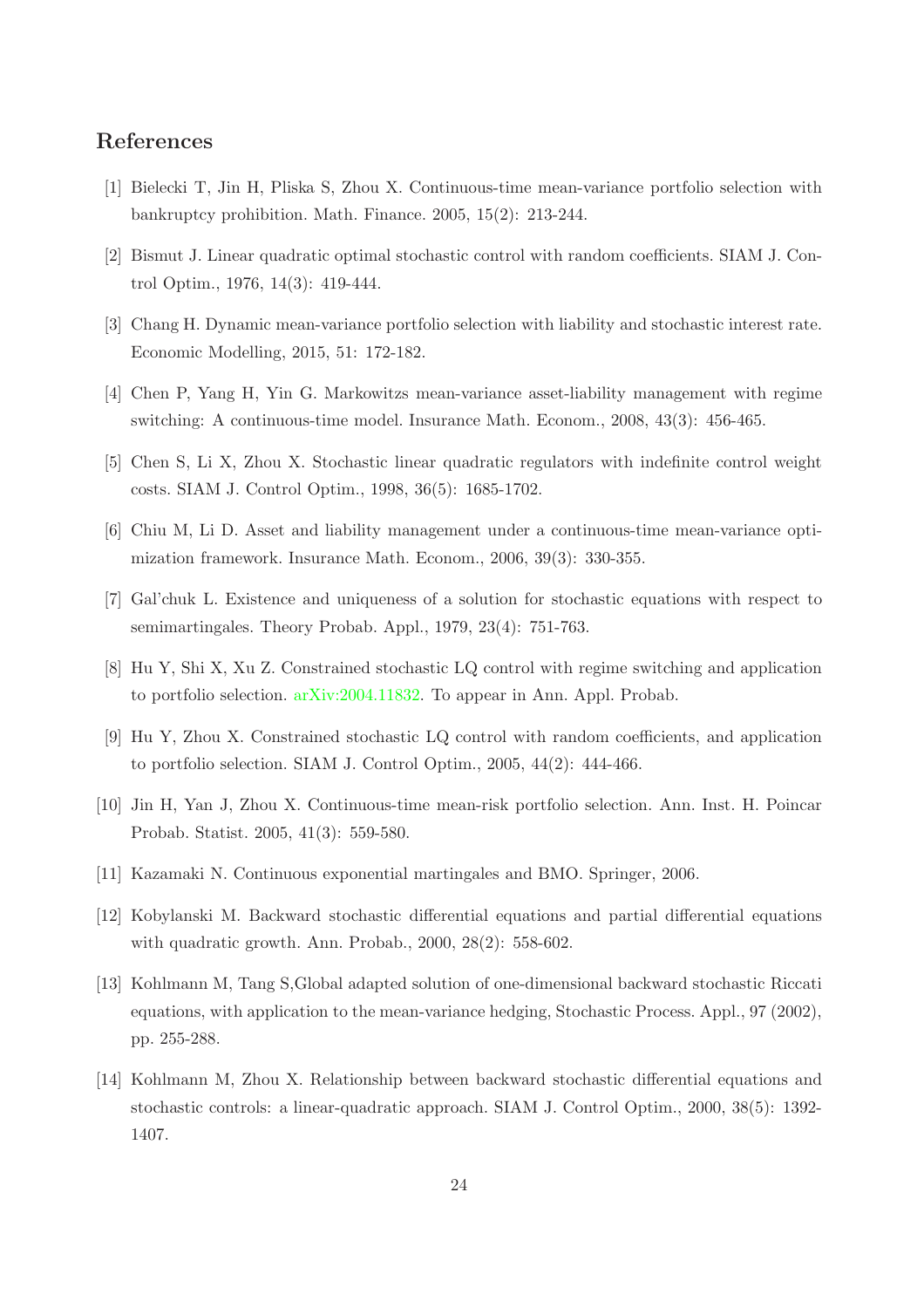## References

[1] Bielecki T, Jin H, Pliska S, Zhou X. Continuous-time mean-variance portfolio selection with bankruptcy prohibition. Math. Finance. 2005, 15(2): 213-244.

[2] Bismut J. Linear quadratic optimal stochastic control with random coefficients. SIAM J. Control Optim., 1976, 14(3): 419-444.

[3] Chang H. Dynamic mean-variance portfolio selection with liability and stochastic interest rate. Economic Modelling, 2015, 51: 172-182.

[4] Chen P, Yang H, Yin G. Markowitzs mean-variance asset-liability management with regime switching: A continuous-time model. Insurance Math. Econom., 2008, 43(3): 456-465.

[5] Chen S, Li X, Zhou X. Stochastic linear quadratic regulators with indefinite control weight costs. SIAM J. Control Optim., 1998, 36(5): 1685-1702.

[6] Chiu M, Li D. Asset and liability management under a continuous-time mean-variance optimization framework. Insurance Math. Econom., 2006, 39(3): 330-355.

[7] Gal'chuk L. Existence and uniqueness of a solution for stochastic equations with respect to semimartingales. Theory Probab. Appl., 1979, 23(4): 751-763.

[8] Hu Y, Shi X, Xu Z. Constrained stochastic LQ control with regime switching and application to portfolio selection. arXiv:2004.11832. To appear in Ann. Appl. Probab.

[9] Hu Y, Zhou X. Constrained stochastic LQ control with random coefficients, and application to portfolio selection. SIAM J. Control Optim., 2005, 44(2): 444-466.

[10] Jin H, Yan J, Zhou X. Continuous-time mean-risk portfolio selection. Ann. Inst. H. Poincar Probab. Statist. 2005, 41(3): 559-580.

[11] Kazamaki N. Continuous exponential martingales and BMO. Springer, 2006.

[12] Kobylanski M. Backward stochastic differential equations and partial differential equations with quadratic growth. Ann. Probab., 2000, 28(2): 558-602.

[13] Kohlmann M, Tang S,Global adapted solution of one-dimensional backward stochastic Riccati equations, with application to the mean-variance hedging, Stochastic Process. Appl., 97 (2002), pp. 255-288.

[14] Kohlmann M, Zhou X. Relationship between backward stochastic differential equations and stochastic controls: a linear-quadratic approach. SIAM J. Control Optim., 2000, 38(5): 1392-1407.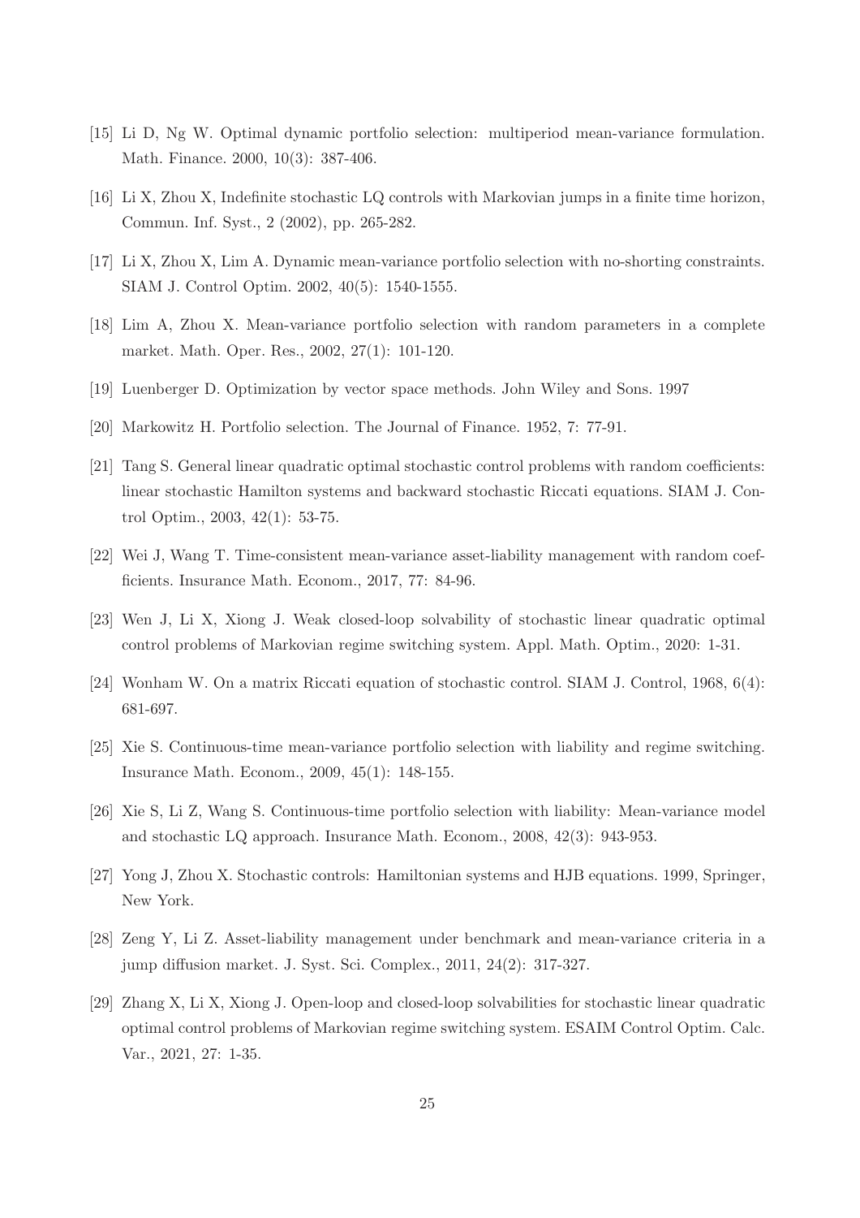[15] Li D, Ng W. Optimal dynamic portfolio selection: multiperiod mean-variance formulation. Math. Finance. 2000, 10(3): 387-406.

[16] Li X, Zhou X, Indefinite stochastic LQ controls with Markovian jumps in a finite time horizon, Commun. Inf. Syst., 2 (2002), pp. 265-282.

[17] Li X, Zhou X, Lim A. Dynamic mean-variance portfolio selection with no-shorting constraints. SIAM J. Control Optim. 2002, 40(5): 1540-1555.

[18] Lim A, Zhou X. Mean-variance portfolio selection with random parameters in a complete market. Math. Oper. Res., 2002, 27(1): 101-120.

[19] Luenberger D. Optimization by vector space methods. John Wiley and Sons. 1997

[20] Markowitz H. Portfolio selection. The Journal of Finance. 1952, 7: 77-91.

[21] Tang S. General linear quadratic optimal stochastic control problems with random coefficients: linear stochastic Hamilton systems and backward stochastic Riccati equations. SIAM J. Control Optim., 2003, 42(1): 53-75.

[22] Wei J, Wang T. Time-consistent mean-variance asset-liability management with random coefficients. Insurance Math. Econom., 2017, 77: 84-96.

[23] Wen J, Li X, Xiong J. Weak closed-loop solvability of stochastic linear quadratic optimal control problems of Markovian regime switching system. Appl. Math. Optim., 2020: 1-31.

[24] Wonham W. On a matrix Riccati equation of stochastic control. SIAM J. Control, 1968, 6(4): 681-697.

[25] Xie S. Continuous-time mean-variance portfolio selection with liability and regime switching. Insurance Math. Econom., 2009, 45(1): 148-155.

[26] Xie S, Li Z, Wang S. Continuous-time portfolio selection with liability: Mean-variance model and stochastic LQ approach. Insurance Math. Econom., 2008, 42(3): 943-953.

[27] Yong J, Zhou X. Stochastic controls: Hamiltonian systems and HJB equations. 1999, Springer, New York.

[28] Zeng Y, Li Z. Asset-liability management under benchmark and mean-variance criteria in a jump diffusion market. J. Syst. Sci. Complex., 2011, 24(2): 317-327.

[29] Zhang X, Li X, Xiong J. Open-loop and closed-loop solvabilities for stochastic linear quadratic optimal control problems of Markovian regime switching system. ESAIM Control Optim. Calc. Var., 2021, 27: 1-35.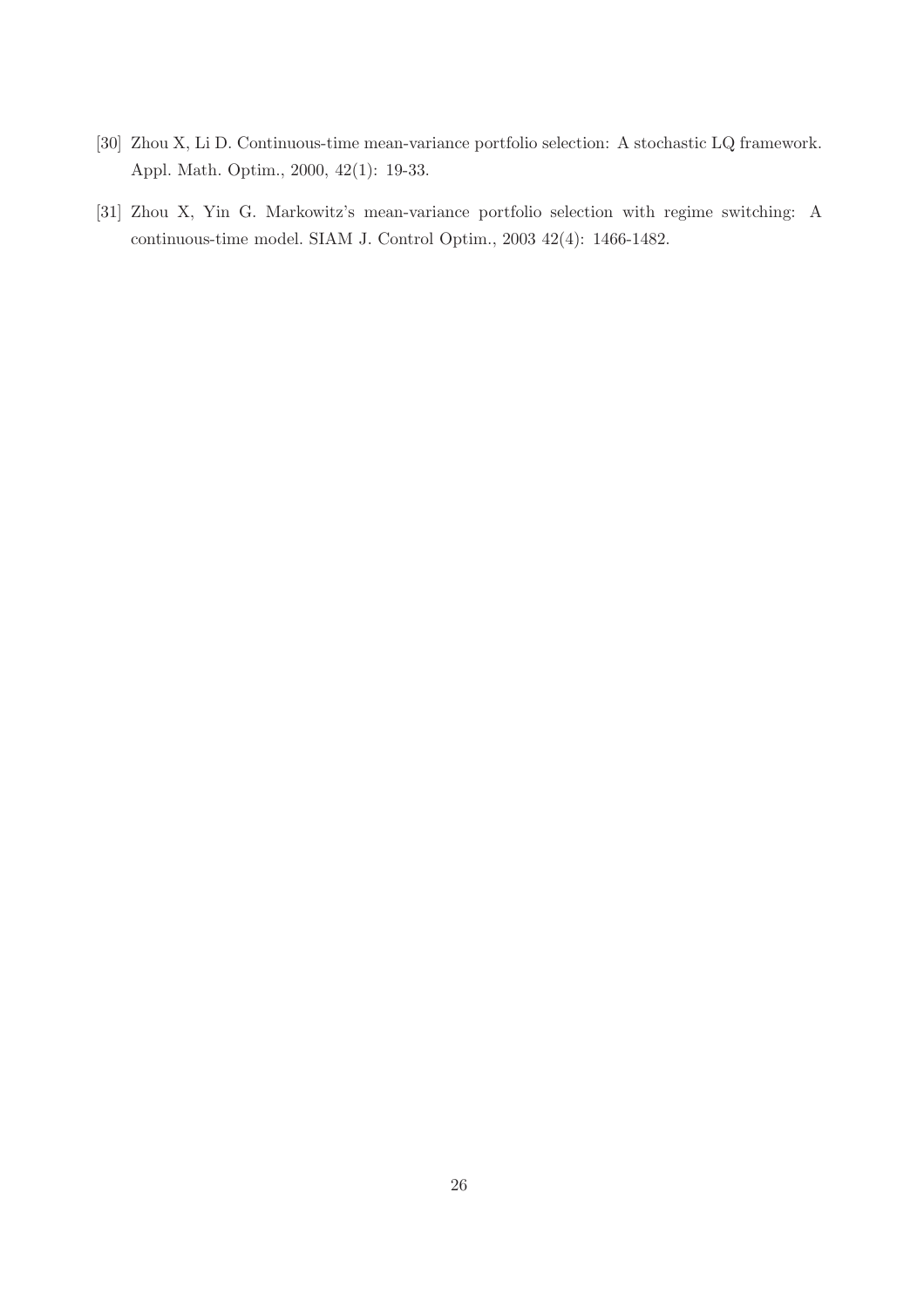[30] Zhou X, Li D. Continuous-time mean-variance portfolio selection: A stochastic LQ framework. Appl. Math. Optim., 2000, 42(1): 19-33.

[31] Zhou X, Yin G. Markowitz's mean-variance portfolio selection with regime switching: A continuous-time model. SIAM J. Control Optim., 2003 42(4): 1466-1482.